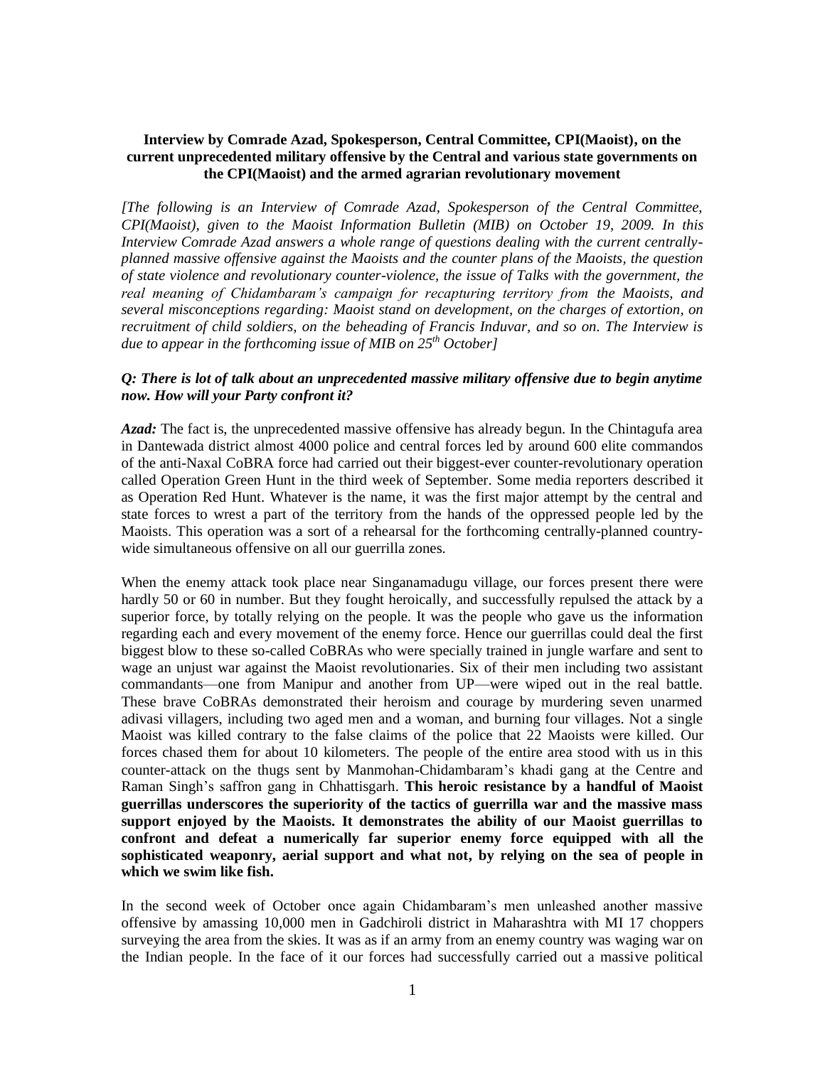**Interview by Comrade Azad, Spokesperson, Central Committee, CPI(Maoist), on the current unprecedented military offensive by the Central and various state governments on the CPI(Maoist) and the armed agrarian revolutionary movement**

*[The following is an Interview of Comrade Azad, Spokesperson of the Central Committee, CPI(Maoist), given to the Maoist Information Bulletin (MIB) on October 19, 2009. In this Interview Comrade Azad answers a whole range of questions dealing with the current centrally-planned massive offensive against the Maoists and the counter plans of the Maoists, the question of state violence and revolutionary counter-violence, the issue of Talks with the government, the real meaning of Chidambaram's campaign for recapturing territory from the Maoists, and several misconceptions regarding: Maoist stand on development, on the charges of extortion, on recruitment of child soldiers, on the beheading of Francis Induvar, and so on. The Interview is due to appear in the forthcoming issue of MIB on 25th October]*

***Q: There is lot of talk about an unprecedented massive military offensive due to begin anytime now. How will your Party confront it?***

***Azad:*** The fact is, the unprecedented massive offensive has already begun. In the Chintagufa area in Dantewada district almost 4000 police and central forces led by around 600 elite commandos of the anti-Naxal CoBRA force had carried out their biggest-ever counter-revolutionary operation called Operation Green Hunt in the third week of September. Some media reporters described it as Operation Red Hunt. Whatever is the name, it was the first major attempt by the central and state forces to wrest a part of the territory from the hands of the oppressed people led by the Maoists. This operation was a sort of a rehearsal for the forthcoming centrally-planned country-wide simultaneous offensive on all our guerrilla zones.

When the enemy attack took place near Singanamadugu village, our forces present there were hardly 50 or 60 in number. But they fought heroically, and successfully repulsed the attack by a superior force, by totally relying on the people. It was the people who gave us the information regarding each and every movement of the enemy force. Hence our guerrillas could deal the first biggest blow to these so-called CoBRAs who were specially trained in jungle warfare and sent to wage an unjust war against the Maoist revolutionaries. Six of their men including two assistant commandants—one from Manipur and another from UP—were wiped out in the real battle. These brave CoBRAs demonstrated their heroism and courage by murdering seven unarmed adivasi villagers, including two aged men and a woman, and burning four villages. Not a single Maoist was killed contrary to the false claims of the police that 22 Maoists were killed. Our forces chased them for about 10 kilometers. The people of the entire area stood with us in this counter-attack on the thugs sent by Manmohan-Chidambaram's khadi gang at the Centre and Raman Singh's saffron gang in Chhattisgarh. **This heroic resistance by a handful of Maoist guerrillas underscores the superiority of the tactics of guerrilla war and the massive mass support enjoyed by the Maoists. It demonstrates the ability of our Maoist guerrillas to confront and defeat a numerically far superior enemy force equipped with all the sophisticated weaponry, aerial support and what not, by relying on the sea of people in which we swim like fish.**

In the second week of October once again Chidambaram's men unleashed another massive offensive by amassing 10,000 men in Gadchiroli district in Maharashtra with MI 17 choppers surveying the area from the skies. It was as if an army from an enemy country was waging war on the Indian people. In the face of it our forces had successfully carried out a massive political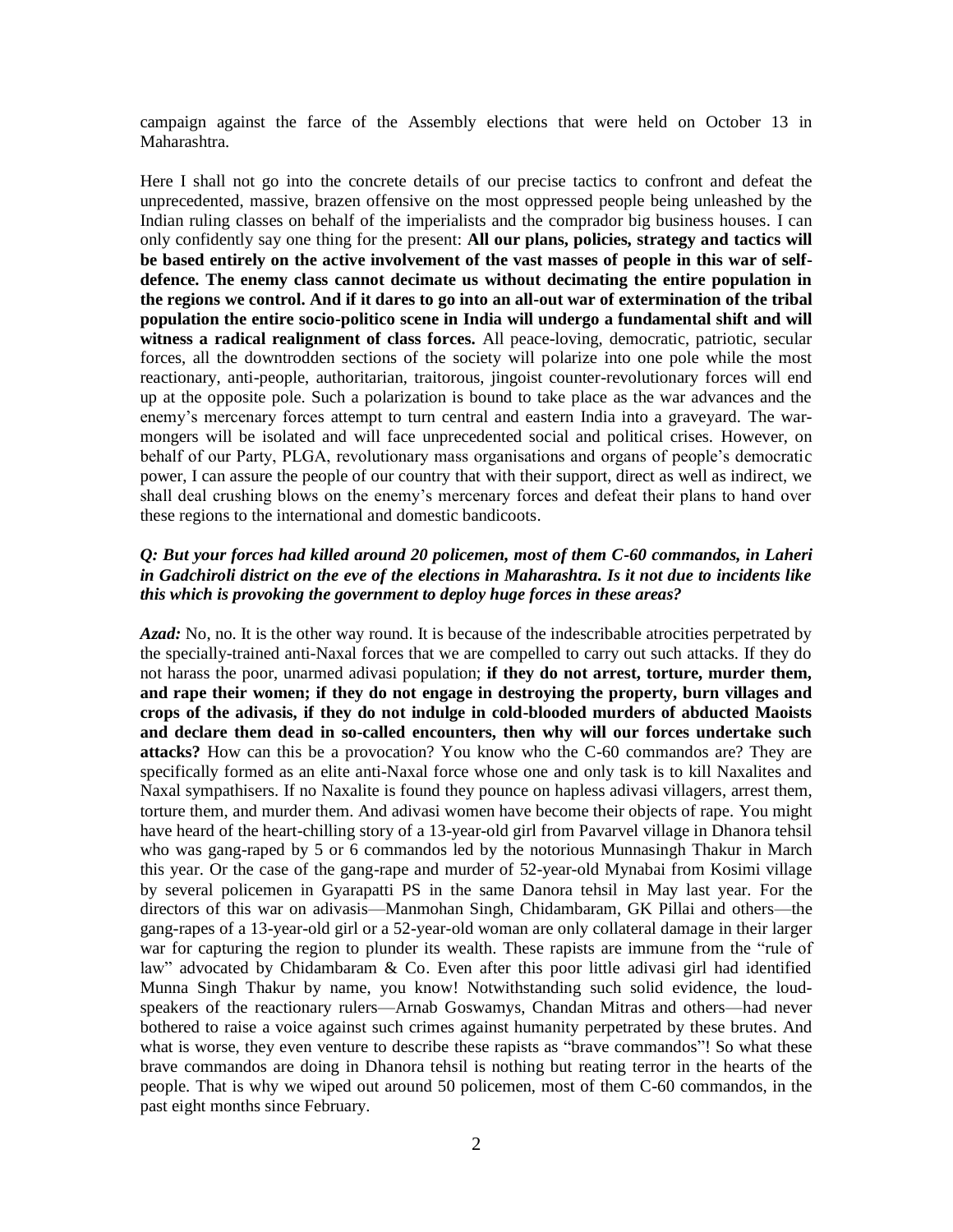campaign against the farce of the Assembly elections that were held on October 13 in Maharashtra.

Here I shall not go into the concrete details of our precise tactics to confront and defeat the unprecedented, massive, brazen offensive on the most oppressed people being unleashed by the Indian ruling classes on behalf of the imperialists and the comprador big business houses. I can only confidently say one thing for the present: **All our plans, policies, strategy and tactics will be based entirely on the active involvement of the vast masses of people in this war of self-defence. The enemy class cannot decimate us without decimating the entire population in the regions we control. And if it dares to go into an all-out war of extermination of the tribal population the entire socio-politico scene in India will undergo a fundamental shift and will witness a radical realignment of class forces.** All peace-loving, democratic, patriotic, secular forces, all the downtrodden sections of the society will polarize into one pole while the most reactionary, anti-people, authoritarian, traitorous, jingoist counter-revolutionary forces will end up at the opposite pole. Such a polarization is bound to take place as the war advances and the enemy's mercenary forces attempt to turn central and eastern India into a graveyard. The war-mongers will be isolated and will face unprecedented social and political crises. However, on behalf of our Party, PLGA, revolutionary mass organisations and organs of people's democratic power, I can assure the people of our country that with their support, direct as well as indirect, we shall deal crushing blows on the enemy's mercenary forces and defeat their plans to hand over these regions to the international and domestic bandicoots.

***Q: But your forces had killed around 20 policemen, most of them C-60 commandos, in Laheri in Gadchiroli district on the eve of the elections in Maharashtra. Is it not due to incidents like this which is provoking the government to deploy huge forces in these areas?***

***Azad:*** No, no. It is the other way round. It is because of the indescribable atrocities perpetrated by the specially-trained anti-Naxal forces that we are compelled to carry out such attacks. If they do not harass the poor, unarmed adivasi population; **if they do not arrest, torture, murder them, and rape their women; if they do not engage in destroying the property, burn villages and crops of the adivasis, if they do not indulge in cold-blooded murders of abducted Maoists and declare them dead in so-called encounters, then why will our forces undertake such attacks?** How can this be a provocation? You know who the C-60 commandos are? They are specifically formed as an elite anti-Naxal force whose one and only task is to kill Naxalites and Naxal sympathisers. If no Naxalite is found they pounce on hapless adivasi villagers, arrest them, torture them, and murder them. And adivasi women have become their objects of rape. You might have heard of the heart-chilling story of a 13-year-old girl from Pavarvel village in Dhanora tehsil who was gang-raped by 5 or 6 commandos led by the notorious Munnasingh Thakur in March this year. Or the case of the gang-rape and murder of 52-year-old Mynabai from Kosimi village by several policemen in Gyarapatti PS in the same Danora tehsil in May last year. For the directors of this war on adivasis—Manmohan Singh, Chidambaram, GK Pillai and others—the gang-rapes of a 13-year-old girl or a 52-year-old woman are only collateral damage in their larger war for capturing the region to plunder its wealth. These rapists are immune from the "rule of law" advocated by Chidambaram & Co. Even after this poor little adivasi girl had identified Munna Singh Thakur by name, you know! Notwithstanding such solid evidence, the loud-speakers of the reactionary rulers—Arnab Goswamys, Chandan Mitras and others—had never bothered to raise a voice against such crimes against humanity perpetrated by these brutes. And what is worse, they even venture to describe these rapists as "brave commandos"! So what these brave commandos are doing in Dhanora tehsil is nothing but reating terror in the hearts of the people. That is why we wiped out around 50 policemen, most of them C-60 commandos, in the past eight months since February.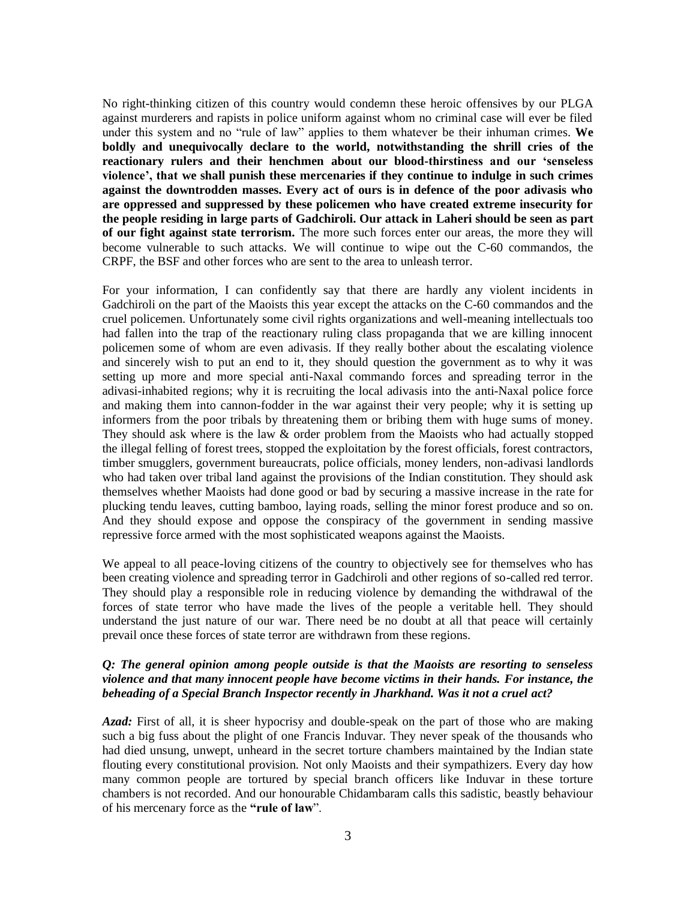No right-thinking citizen of this country would condemn these heroic offensives by our PLGA against murderers and rapists in police uniform against whom no criminal case will ever be filed under this system and no "rule of law" applies to them whatever be their inhuman crimes. **We boldly and unequivocally declare to the world, notwithstanding the shrill cries of the reactionary rulers and their henchmen about our blood-thirstiness and our 'senseless violence', that we shall punish these mercenaries if they continue to indulge in such crimes against the downtrodden masses. Every act of ours is in defence of the poor adivasis who are oppressed and suppressed by these policemen who have created extreme insecurity for the people residing in large parts of Gadchiroli. Our attack in Laheri should be seen as part of our fight against state terrorism.** The more such forces enter our areas, the more they will become vulnerable to such attacks. We will continue to wipe out the C-60 commandos, the CRPF, the BSF and other forces who are sent to the area to unleash terror.

For your information, I can confidently say that there are hardly any violent incidents in Gadchiroli on the part of the Maoists this year except the attacks on the C-60 commandos and the cruel policemen. Unfortunately some civil rights organizations and well-meaning intellectuals too had fallen into the trap of the reactionary ruling class propaganda that we are killing innocent policemen some of whom are even adivasis. If they really bother about the escalating violence and sincerely wish to put an end to it, they should question the government as to why it was setting up more and more special anti-Naxal commando forces and spreading terror in the adivasi-inhabited regions; why it is recruiting the local adivasis into the anti-Naxal police force and making them into cannon-fodder in the war against their very people; why it is setting up informers from the poor tribals by threatening them or bribing them with huge sums of money. They should ask where is the law & order problem from the Maoists who had actually stopped the illegal felling of forest trees, stopped the exploitation by the forest officials, forest contractors, timber smugglers, government bureaucrats, police officials, money lenders, non-adivasi landlords who had taken over tribal land against the provisions of the Indian constitution. They should ask themselves whether Maoists had done good or bad by securing a massive increase in the rate for plucking tendu leaves, cutting bamboo, laying roads, selling the minor forest produce and so on. And they should expose and oppose the conspiracy of the government in sending massive repressive force armed with the most sophisticated weapons against the Maoists.

We appeal to all peace-loving citizens of the country to objectively see for themselves who has been creating violence and spreading terror in Gadchiroli and other regions of so-called red terror. They should play a responsible role in reducing violence by demanding the withdrawal of the forces of state terror who have made the lives of the people a veritable hell. They should understand the just nature of our war. There need be no doubt at all that peace will certainly prevail once these forces of state terror are withdrawn from these regions.

***Q: The general opinion among people outside is that the Maoists are resorting to senseless violence and that many innocent people have become victims in their hands. For instance, the beheading of a Special Branch Inspector recently in Jharkhand. Was it not a cruel act?***

***Azad:*** First of all, it is sheer hypocrisy and double-speak on the part of those who are making such a big fuss about the plight of one Francis Induvar. They never speak of the thousands who had died unsung, unwept, unheard in the secret torture chambers maintained by the Indian state flouting every constitutional provision. Not only Maoists and their sympathizers. Every day how many common people are tortured by special branch officers like Induvar in these torture chambers is not recorded. And our honourable Chidambaram calls this sadistic, beastly behaviour of his mercenary force as the **"rule of law"**.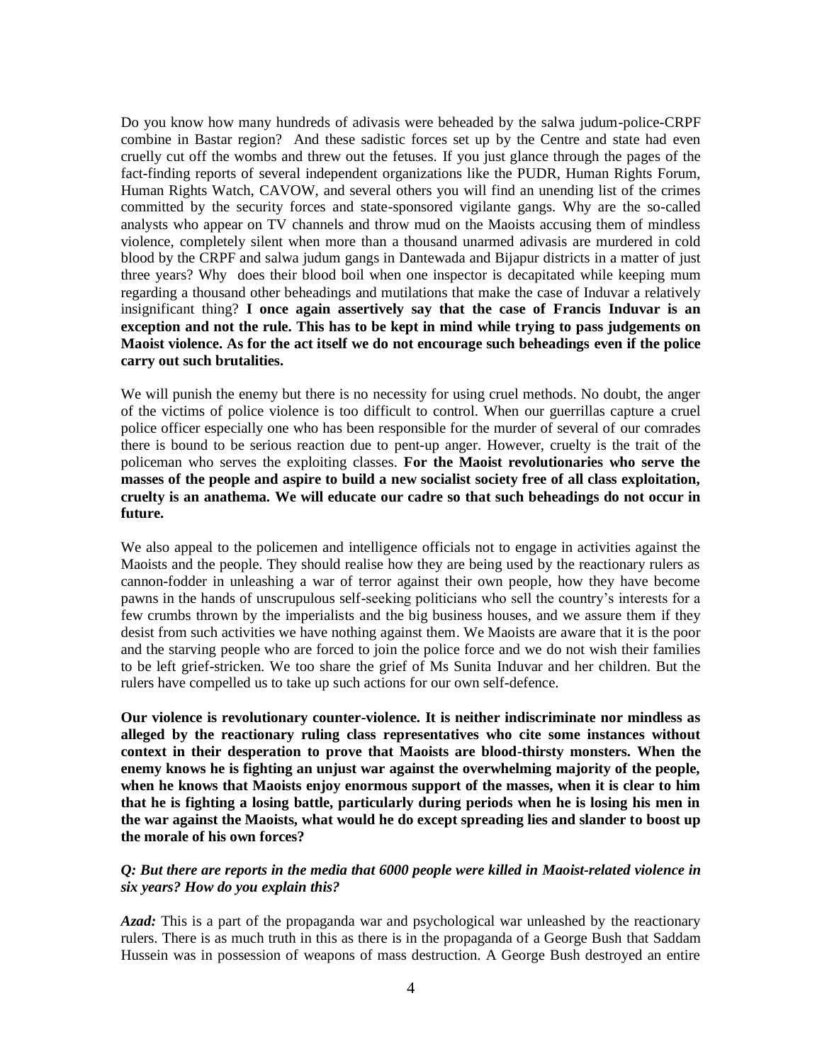Do you know how many hundreds of adivasis were beheaded by the salwa judum-police-CRPF combine in Bastar region? And these sadistic forces set up by the Centre and state had even cruelly cut off the wombs and threw out the fetuses. If you just glance through the pages of the fact-finding reports of several independent organizations like the PUDR, Human Rights Forum, Human Rights Watch, CAVOW, and several others you will find an unending list of the crimes committed by the security forces and state-sponsored vigilante gangs. Why are the so-called analysts who appear on TV channels and throw mud on the Maoists accusing them of mindless violence, completely silent when more than a thousand unarmed adivasis are murdered in cold blood by the CRPF and salwa judum gangs in Dantewada and Bijapur districts in a matter of just three years? Why does their blood boil when one inspector is decapitated while keeping mum regarding a thousand other beheadings and mutilations that make the case of Induvar a relatively insignificant thing? **I once again assertively say that the case of Francis Induvar is an exception and not the rule. This has to be kept in mind while trying to pass judgements on Maoist violence. As for the act itself we do not encourage such beheadings even if the police carry out such brutalities.**

We will punish the enemy but there is no necessity for using cruel methods. No doubt, the anger of the victims of police violence is too difficult to control. When our guerrillas capture a cruel police officer especially one who has been responsible for the murder of several of our comrades there is bound to be serious reaction due to pent-up anger. However, cruelty is the trait of the policeman who serves the exploiting classes. **For the Maoist revolutionaries who serve the masses of the people and aspire to build a new socialist society free of all class exploitation, cruelty is an anathema. We will educate our cadre so that such beheadings do not occur in future.**

We also appeal to the policemen and intelligence officials not to engage in activities against the Maoists and the people. They should realise how they are being used by the reactionary rulers as cannon-fodder in unleashing a war of terror against their own people, how they have become pawns in the hands of unscrupulous self-seeking politicians who sell the country's interests for a few crumbs thrown by the imperialists and the big business houses, and we assure them if they desist from such activities we have nothing against them. We Maoists are aware that it is the poor and the starving people who are forced to join the police force and we do not wish their families to be left grief-stricken. We too share the grief of Ms Sunita Induvar and her children. But the rulers have compelled us to take up such actions for our own self-defence.

**Our violence is revolutionary counter-violence. It is neither indiscriminate nor mindless as alleged by the reactionary ruling class representatives who cite some instances without context in their desperation to prove that Maoists are blood-thirsty monsters. When the enemy knows he is fighting an unjust war against the overwhelming majority of the people, when he knows that Maoists enjoy enormous support of the masses, when it is clear to him that he is fighting a losing battle, particularly during periods when he is losing his men in the war against the Maoists, what would he do except spreading lies and slander to boost up the morale of his own forces?**

***Q: But there are reports in the media that 6000 people were killed in Maoist-related violence in six years? How do you explain this?***

***Azad:*** This is a part of the propaganda war and psychological war unleashed by the reactionary rulers. There is as much truth in this as there is in the propaganda of a George Bush that Saddam Hussein was in possession of weapons of mass destruction. A George Bush destroyed an entire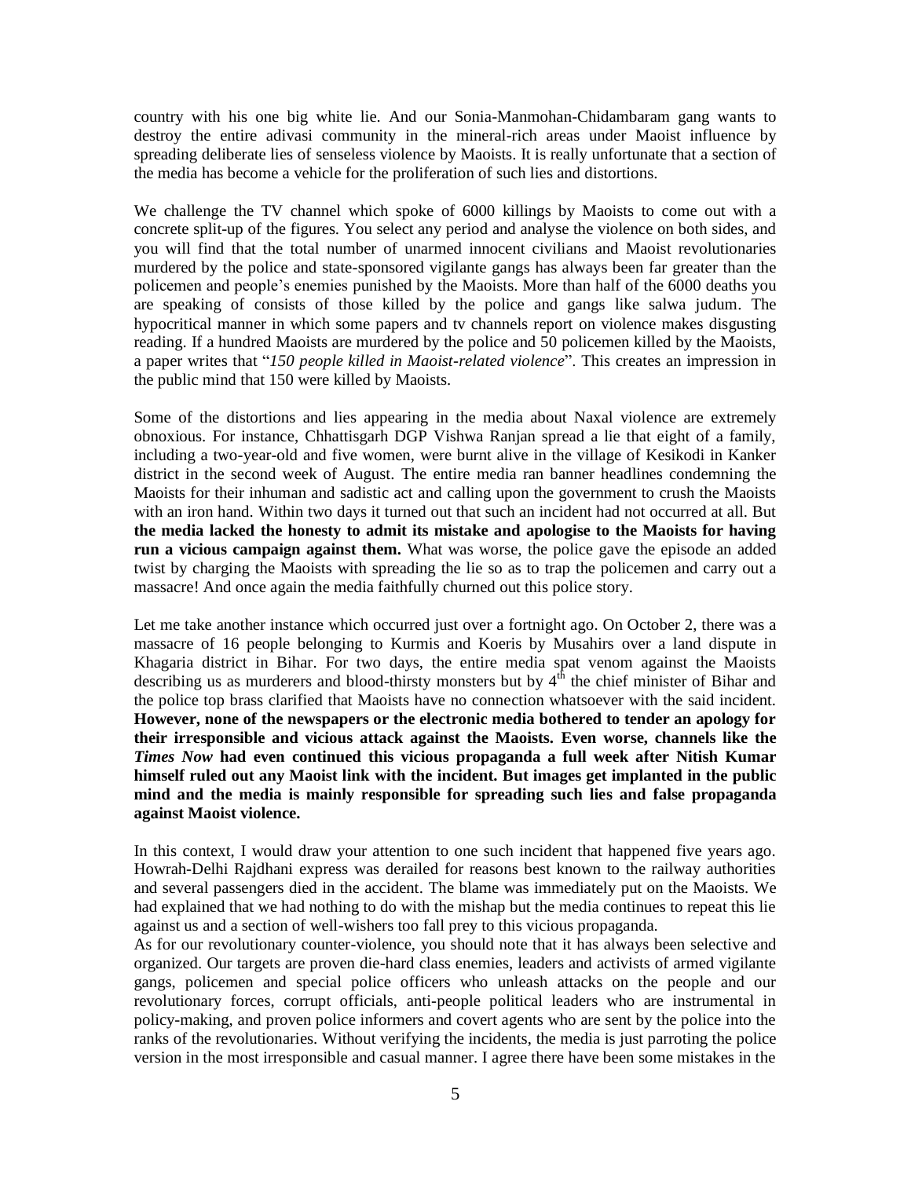country with his one big white lie. And our Sonia-Manmohan-Chidambaram gang wants to destroy the entire adivasi community in the mineral-rich areas under Maoist influence by spreading deliberate lies of senseless violence by Maoists. It is really unfortunate that a section of the media has become a vehicle for the proliferation of such lies and distortions.

We challenge the TV channel which spoke of 6000 killings by Maoists to come out with a concrete split-up of the figures. You select any period and analyse the violence on both sides, and you will find that the total number of unarmed innocent civilians and Maoist revolutionaries murdered by the police and state-sponsored vigilante gangs has always been far greater than the policemen and people's enemies punished by the Maoists. More than half of the 6000 deaths you are speaking of consists of those killed by the police and gangs like salwa judum. The hypocritical manner in which some papers and tv channels report on violence makes disgusting reading. If a hundred Maoists are murdered by the police and 50 policemen killed by the Maoists, a paper writes that "*150 people killed in Maoist-related violence*". This creates an impression in the public mind that 150 were killed by Maoists.

Some of the distortions and lies appearing in the media about Naxal violence are extremely obnoxious. For instance, Chhattisgarh DGP Vishwa Ranjan spread a lie that eight of a family, including a two-year-old and five women, were burnt alive in the village of Kesikodi in Kanker district in the second week of August. The entire media ran banner headlines condemning the Maoists for their inhuman and sadistic act and calling upon the government to crush the Maoists with an iron hand. Within two days it turned out that such an incident had not occurred at all. But **the media lacked the honesty to admit its mistake and apologise to the Maoists for having run a vicious campaign against them.** What was worse, the police gave the episode an added twist by charging the Maoists with spreading the lie so as to trap the policemen and carry out a massacre! And once again the media faithfully churned out this police story.

Let me take another instance which occurred just over a fortnight ago. On October 2, there was a massacre of 16 people belonging to Kurmis and Koeris by Musahirs over a land dispute in Khagaria district in Bihar. For two days, the entire media spat venom against the Maoists describing us as murderers and blood-thirsty monsters but by 4th the chief minister of Bihar and the police top brass clarified that Maoists have no connection whatsoever with the said incident. **However, none of the newspapers or the electronic media bothered to tender an apology for their irresponsible and vicious attack against the Maoists. Even worse, channels like the *Times Now* had even continued this vicious propaganda a full week after Nitish Kumar himself ruled out any Maoist link with the incident. But images get implanted in the public mind and the media is mainly responsible for spreading such lies and false propaganda against Maoist violence.**

In this context, I would draw your attention to one such incident that happened five years ago. Howrah-Delhi Rajdhani express was derailed for reasons best known to the railway authorities and several passengers died in the accident. The blame was immediately put on the Maoists. We had explained that we had nothing to do with the mishap but the media continues to repeat this lie against us and a section of well-wishers too fall prey to this vicious propaganda.

As for our revolutionary counter-violence, you should note that it has always been selective and organized. Our targets are proven die-hard class enemies, leaders and activists of armed vigilante gangs, policemen and special police officers who unleash attacks on the people and our revolutionary forces, corrupt officials, anti-people political leaders who are instrumental in policy-making, and proven police informers and covert agents who are sent by the police into the ranks of the revolutionaries. Without verifying the incidents, the media is just parroting the police version in the most irresponsible and casual manner. I agree there have been some mistakes in the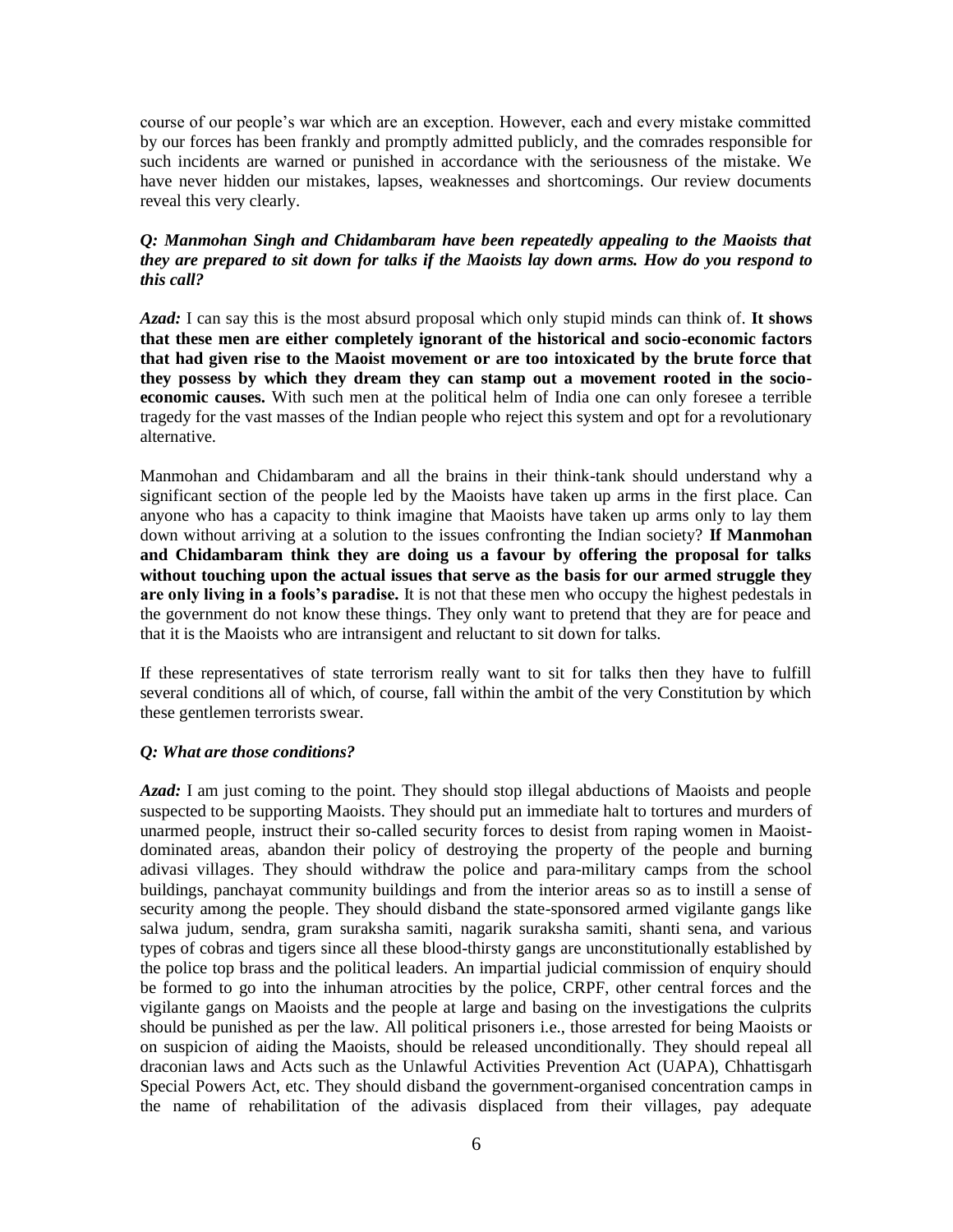course of our people's war which are an exception. However, each and every mistake committed by our forces has been frankly and promptly admitted publicly, and the comrades responsible for such incidents are warned or punished in accordance with the seriousness of the mistake. We have never hidden our mistakes, lapses, weaknesses and shortcomings. Our review documents reveal this very clearly.

***Q: Manmohan Singh and Chidambaram have been repeatedly appealing to the Maoists that they are prepared to sit down for talks if the Maoists lay down arms. How do you respond to this call?***

***Azad:*** I can say this is the most absurd proposal which only stupid minds can think of. **It shows that these men are either completely ignorant of the historical and socio-economic factors that had given rise to the Maoist movement or are too intoxicated by the brute force that they possess by which they dream they can stamp out a movement rooted in the socio-economic causes.** With such men at the political helm of India one can only foresee a terrible tragedy for the vast masses of the Indian people who reject this system and opt for a revolutionary alternative.

Manmohan and Chidambaram and all the brains in their think-tank should understand why a significant section of the people led by the Maoists have taken up arms in the first place. Can anyone who has a capacity to think imagine that Maoists have taken up arms only to lay them down without arriving at a solution to the issues confronting the Indian society? **If Manmohan and Chidambaram think they are doing us a favour by offering the proposal for talks without touching upon the actual issues that serve as the basis for our armed struggle they are only living in a fools's paradise.** It is not that these men who occupy the highest pedestals in the government do not know these things. They only want to pretend that they are for peace and that it is the Maoists who are intransigent and reluctant to sit down for talks.

If these representatives of state terrorism really want to sit for talks then they have to fulfill several conditions all of which, of course, fall within the ambit of the very Constitution by which these gentlemen terrorists swear.

***Q: What are those conditions?***

***Azad:*** I am just coming to the point. They should stop illegal abductions of Maoists and people suspected to be supporting Maoists. They should put an immediate halt to tortures and murders of unarmed people, instruct their so-called security forces to desist from raping women in Maoist-dominated areas, abandon their policy of destroying the property of the people and burning adivasi villages. They should withdraw the police and para-military camps from the school buildings, panchayat community buildings and from the interior areas so as to instill a sense of security among the people. They should disband the state-sponsored armed vigilante gangs like salwa judum, sendra, gram suraksha samiti, nagarik suraksha samiti, shanti sena, and various types of cobras and tigers since all these blood-thirsty gangs are unconstitutionally established by the police top brass and the political leaders. An impartial judicial commission of enquiry should be formed to go into the inhuman atrocities by the police, CRPF, other central forces and the vigilante gangs on Maoists and the people at large and basing on the investigations the culprits should be punished as per the law. All political prisoners i.e., those arrested for being Maoists or on suspicion of aiding the Maoists, should be released unconditionally. They should repeal all draconian laws and Acts such as the Unlawful Activities Prevention Act (UAPA), Chhattisgarh Special Powers Act, etc. They should disband the government-organised concentration camps in the name of rehabilitation of the adivasis displaced from their villages, pay adequate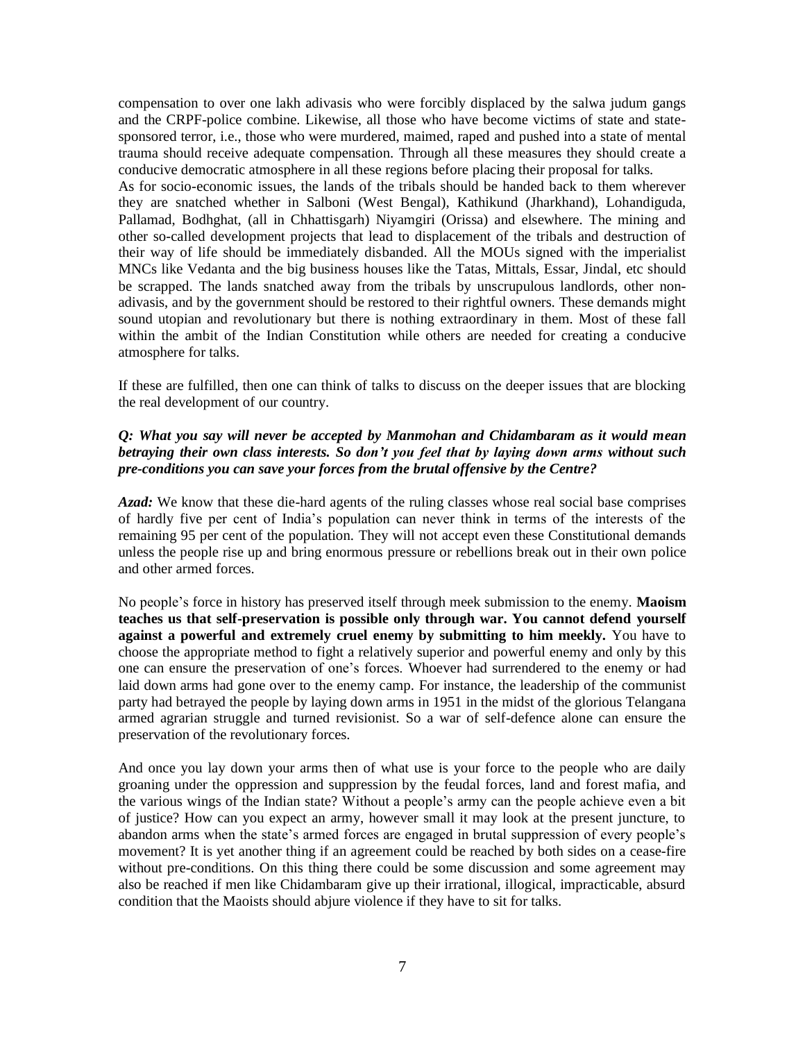compensation to over one lakh adivasis who were forcibly displaced by the salwa judum gangs and the CRPF-police combine. Likewise, all those who have become victims of state and state-sponsored terror, i.e., those who were murdered, maimed, raped and pushed into a state of mental trauma should receive adequate compensation. Through all these measures they should create a conducive democratic atmosphere in all these regions before placing their proposal for talks.

As for socio-economic issues, the lands of the tribals should be handed back to them wherever they are snatched whether in Salboni (West Bengal), Kathikund (Jharkhand), Lohandiguda, Pallamad, Bodhghat, (all in Chhattisgarh) Niyamgiri (Orissa) and elsewhere. The mining and other so-called development projects that lead to displacement of the tribals and destruction of their way of life should be immediately disbanded. All the MOUs signed with the imperialist MNCs like Vedanta and the big business houses like the Tatas, Mittals, Essar, Jindal, etc should be scrapped. The lands snatched away from the tribals by unscrupulous landlords, other non-adivasis, and by the government should be restored to their rightful owners. These demands might sound utopian and revolutionary but there is nothing extraordinary in them. Most of these fall within the ambit of the Indian Constitution while others are needed for creating a conducive atmosphere for talks.

If these are fulfilled, then one can think of talks to discuss on the deeper issues that are blocking the real development of our country.

***Q: What you say will never be accepted by Manmohan and Chidambaram as it would mean betraying their own class interests. So don't you feel that by laying down arms without such pre-conditions you can save your forces from the brutal offensive by the Centre?***

***Azad:*** We know that these die-hard agents of the ruling classes whose real social base comprises of hardly five per cent of India's population can never think in terms of the interests of the remaining 95 per cent of the population. They will not accept even these Constitutional demands unless the people rise up and bring enormous pressure or rebellions break out in their own police and other armed forces.

No people's force in history has preserved itself through meek submission to the enemy. **Maoism teaches us that self-preservation is possible only through war. You cannot defend yourself against a powerful and extremely cruel enemy by submitting to him meekly.** You have to choose the appropriate method to fight a relatively superior and powerful enemy and only by this one can ensure the preservation of one's forces. Whoever had surrendered to the enemy or had laid down arms had gone over to the enemy camp. For instance, the leadership of the communist party had betrayed the people by laying down arms in 1951 in the midst of the glorious Telangana armed agrarian struggle and turned revisionist. So a war of self-defence alone can ensure the preservation of the revolutionary forces.

And once you lay down your arms then of what use is your force to the people who are daily groaning under the oppression and suppression by the feudal forces, land and forest mafia, and the various wings of the Indian state? Without a people's army can the people achieve even a bit of justice? How can you expect an army, however small it may look at the present juncture, to abandon arms when the state's armed forces are engaged in brutal suppression of every people's movement? It is yet another thing if an agreement could be reached by both sides on a cease-fire without pre-conditions. On this thing there could be some discussion and some agreement may also be reached if men like Chidambaram give up their irrational, illogical, impracticable, absurd condition that the Maoists should abjure violence if they have to sit for talks.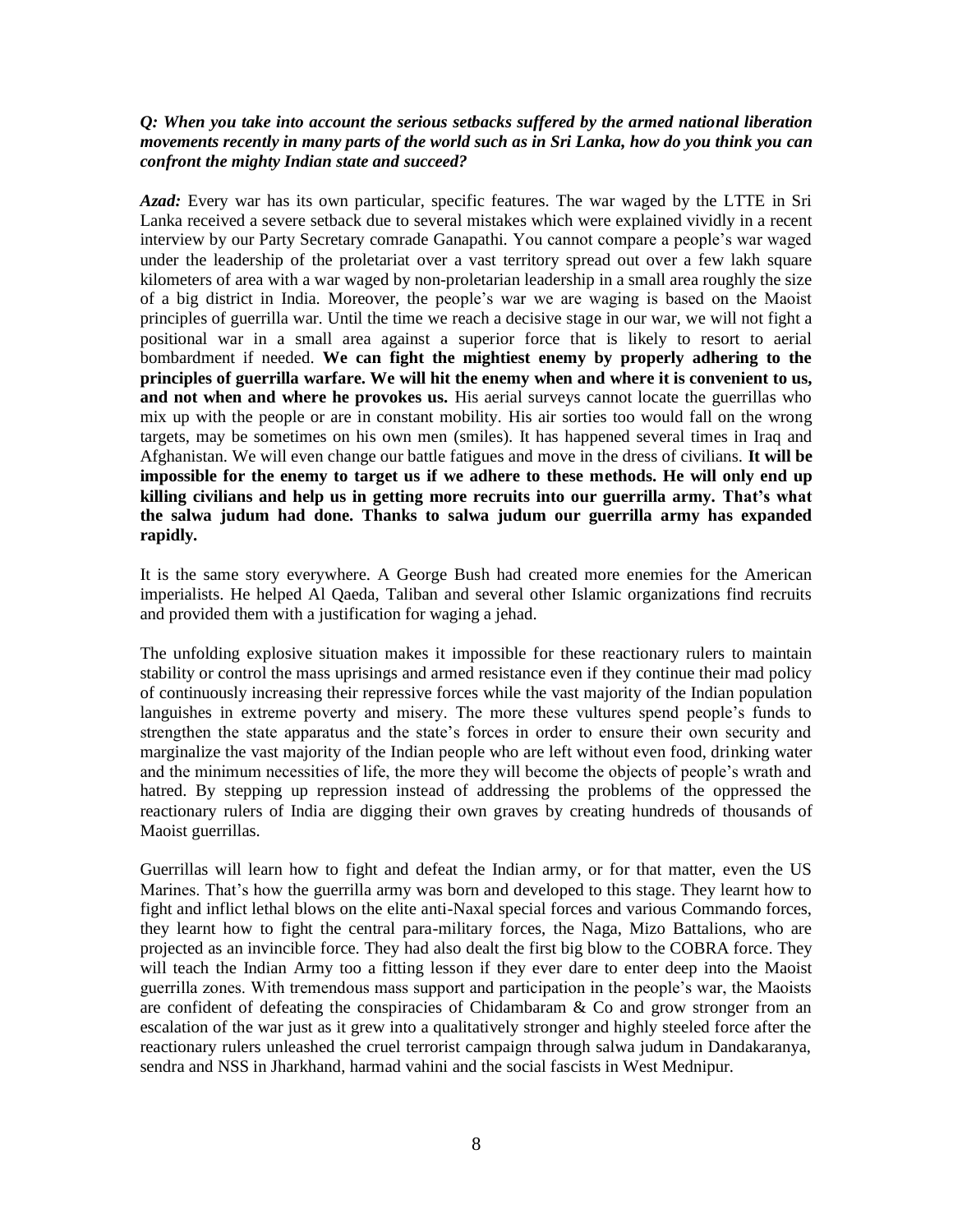***Q: When you take into account the serious setbacks suffered by the armed national liberation movements recently in many parts of the world such as in Sri Lanka, how do you think you can confront the mighty Indian state and succeed?***

***Azad:*** Every war has its own particular, specific features. The war waged by the LTTE in Sri Lanka received a severe setback due to several mistakes which were explained vividly in a recent interview by our Party Secretary comrade Ganapathi. You cannot compare a people's war waged under the leadership of the proletariat over a vast territory spread out over a few lakh square kilometers of area with a war waged by non-proletarian leadership in a small area roughly the size of a big district in India. Moreover, the people's war we are waging is based on the Maoist principles of guerrilla war. Until the time we reach a decisive stage in our war, we will not fight a positional war in a small area against a superior force that is likely to resort to aerial bombardment if needed. **We can fight the mightiest enemy by properly adhering to the principles of guerrilla warfare. We will hit the enemy when and where it is convenient to us, and not when and where he provokes us.** His aerial surveys cannot locate the guerrillas who mix up with the people or are in constant mobility. His air sorties too would fall on the wrong targets, may be sometimes on his own men (smiles). It has happened several times in Iraq and Afghanistan. We will even change our battle fatigues and move in the dress of civilians. **It will be impossible for the enemy to target us if we adhere to these methods. He will only end up killing civilians and help us in getting more recruits into our guerrilla army. That's what the salwa judum had done. Thanks to salwa judum our guerrilla army has expanded rapidly.**

It is the same story everywhere. A George Bush had created more enemies for the American imperialists. He helped Al Qaeda, Taliban and several other Islamic organizations find recruits and provided them with a justification for waging a jehad.

The unfolding explosive situation makes it impossible for these reactionary rulers to maintain stability or control the mass uprisings and armed resistance even if they continue their mad policy of continuously increasing their repressive forces while the vast majority of the Indian population languishes in extreme poverty and misery. The more these vultures spend people's funds to strengthen the state apparatus and the state's forces in order to ensure their own security and marginalize the vast majority of the Indian people who are left without even food, drinking water and the minimum necessities of life, the more they will become the objects of people's wrath and hatred. By stepping up repression instead of addressing the problems of the oppressed the reactionary rulers of India are digging their own graves by creating hundreds of thousands of Maoist guerrillas.

Guerrillas will learn how to fight and defeat the Indian army, or for that matter, even the US Marines. That's how the guerrilla army was born and developed to this stage. They learnt how to fight and inflict lethal blows on the elite anti-Naxal special forces and various Commando forces, they learnt how to fight the central para-military forces, the Naga, Mizo Battalions, who are projected as an invincible force. They had also dealt the first big blow to the COBRA force. They will teach the Indian Army too a fitting lesson if they ever dare to enter deep into the Maoist guerrilla zones. With tremendous mass support and participation in the people's war, the Maoists are confident of defeating the conspiracies of Chidambaram & Co and grow stronger from an escalation of the war just as it grew into a qualitatively stronger and highly steeled force after the reactionary rulers unleashed the cruel terrorist campaign through salwa judum in Dandakaranya, sendra and NSS in Jharkhand, harmad vahini and the social fascists in West Mednipur.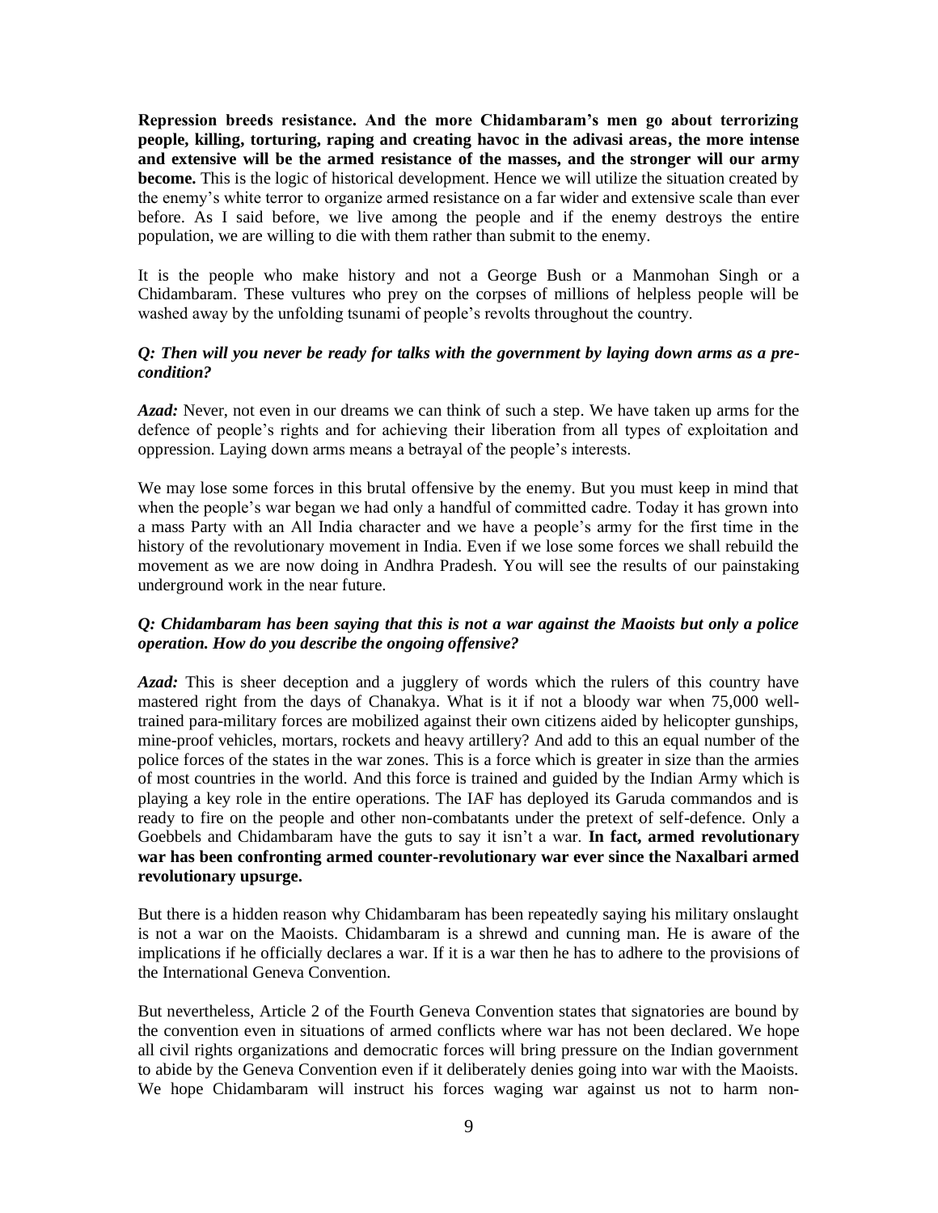**Repression breeds resistance. And the more Chidambaram's men go about terrorizing people, killing, torturing, raping and creating havoc in the adivasi areas, the more intense and extensive will be the armed resistance of the masses, and the stronger will our army become.** This is the logic of historical development. Hence we will utilize the situation created by the enemy's white terror to organize armed resistance on a far wider and extensive scale than ever before. As I said before, we live among the people and if the enemy destroys the entire population, we are willing to die with them rather than submit to the enemy.

It is the people who make history and not a George Bush or a Manmohan Singh or a Chidambaram. These vultures who prey on the corpses of millions of helpless people will be washed away by the unfolding tsunami of people's revolts throughout the country.

***Q: Then will you never be ready for talks with the government by laying down arms as a pre-condition?***

***Azad:*** Never, not even in our dreams we can think of such a step. We have taken up arms for the defence of people's rights and for achieving their liberation from all types of exploitation and oppression. Laying down arms means a betrayal of the people's interests.

We may lose some forces in this brutal offensive by the enemy. But you must keep in mind that when the people's war began we had only a handful of committed cadre. Today it has grown into a mass Party with an All India character and we have a people's army for the first time in the history of the revolutionary movement in India. Even if we lose some forces we shall rebuild the movement as we are now doing in Andhra Pradesh. You will see the results of our painstaking underground work in the near future.

***Q: Chidambaram has been saying that this is not a war against the Maoists but only a police operation. How do you describe the ongoing offensive?***

***Azad:*** This is sheer deception and a jugglery of words which the rulers of this country have mastered right from the days of Chanakya. What is it if not a bloody war when 75,000 well-trained para-military forces are mobilized against their own citizens aided by helicopter gunships, mine-proof vehicles, mortars, rockets and heavy artillery? And add to this an equal number of the police forces of the states in the war zones. This is a force which is greater in size than the armies of most countries in the world. And this force is trained and guided by the Indian Army which is playing a key role in the entire operations. The IAF has deployed its Garuda commandos and is ready to fire on the people and other non-combatants under the pretext of self-defence. Only a Goebbels and Chidambaram have the guts to say it isn't a war. **In fact, armed revolutionary war has been confronting armed counter-revolutionary war ever since the Naxalbari armed revolutionary upsurge.**

But there is a hidden reason why Chidambaram has been repeatedly saying his military onslaught is not a war on the Maoists. Chidambaram is a shrewd and cunning man. He is aware of the implications if he officially declares a war. If it is a war then he has to adhere to the provisions of the International Geneva Convention.

But nevertheless, Article 2 of the Fourth Geneva Convention states that signatories are bound by the convention even in situations of armed conflicts where war has not been declared. We hope all civil rights organizations and democratic forces will bring pressure on the Indian government to abide by the Geneva Convention even if it deliberately denies going into war with the Maoists. We hope Chidambaram will instruct his forces waging war against us not to harm non-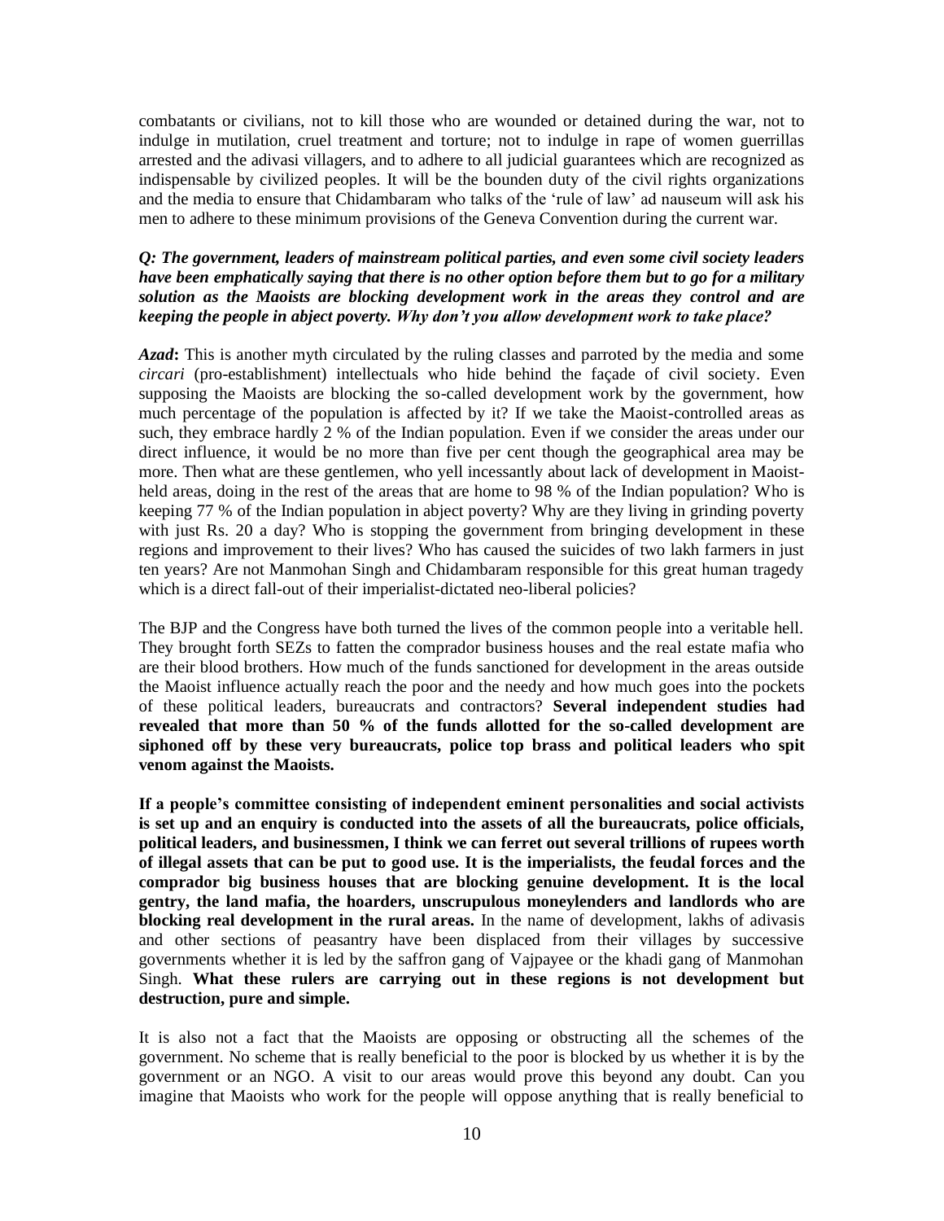combatants or civilians, not to kill those who are wounded or detained during the war, not to indulge in mutilation, cruel treatment and torture; not to indulge in rape of women guerrillas arrested and the adivasi villagers, and to adhere to all judicial guarantees which are recognized as indispensable by civilized peoples. It will be the bounden duty of the civil rights organizations and the media to ensure that Chidambaram who talks of the 'rule of law' ad nauseum will ask his men to adhere to these minimum provisions of the Geneva Convention during the current war.

***Q: The government, leaders of mainstream political parties, and even some civil society leaders have been emphatically saying that there is no other option before them but to go for a military solution as the Maoists are blocking development work in the areas they control and are keeping the people in abject poverty. Why don't you allow development work to take place?***

***Azad*:** This is another myth circulated by the ruling classes and parroted by the media and some *circari* (pro-establishment) intellectuals who hide behind the façade of civil society. Even supposing the Maoists are blocking the so-called development work by the government, how much percentage of the population is affected by it? If we take the Maoist-controlled areas as such, they embrace hardly 2 % of the Indian population. Even if we consider the areas under our direct influence, it would be no more than five per cent though the geographical area may be more. Then what are these gentlemen, who yell incessantly about lack of development in Maoist-held areas, doing in the rest of the areas that are home to 98 % of the Indian population? Who is keeping 77 % of the Indian population in abject poverty? Why are they living in grinding poverty with just Rs. 20 a day? Who is stopping the government from bringing development in these regions and improvement to their lives? Who has caused the suicides of two lakh farmers in just ten years? Are not Manmohan Singh and Chidambaram responsible for this great human tragedy which is a direct fall-out of their imperialist-dictated neo-liberal policies?

The BJP and the Congress have both turned the lives of the common people into a veritable hell. They brought forth SEZs to fatten the comprador business houses and the real estate mafia who are their blood brothers. How much of the funds sanctioned for development in the areas outside the Maoist influence actually reach the poor and the needy and how much goes into the pockets of these political leaders, bureaucrats and contractors? **Several independent studies had revealed that more than 50 % of the funds allotted for the so-called development are siphoned off by these very bureaucrats, police top brass and political leaders who spit venom against the Maoists.**

**If a people's committee consisting of independent eminent personalities and social activists is set up and an enquiry is conducted into the assets of all the bureaucrats, police officials, political leaders, and businessmen, I think we can ferret out several trillions of rupees worth of illegal assets that can be put to good use. It is the imperialists, the feudal forces and the comprador big business houses that are blocking genuine development. It is the local gentry, the land mafia, the hoarders, unscrupulous moneylenders and landlords who are blocking real development in the rural areas.** In the name of development, lakhs of adivasis and other sections of peasantry have been displaced from their villages by successive governments whether it is led by the saffron gang of Vajpayee or the khadi gang of Manmohan Singh. **What these rulers are carrying out in these regions is not development but destruction, pure and simple.**

It is also not a fact that the Maoists are opposing or obstructing all the schemes of the government. No scheme that is really beneficial to the poor is blocked by us whether it is by the government or an NGO. A visit to our areas would prove this beyond any doubt. Can you imagine that Maoists who work for the people will oppose anything that is really beneficial to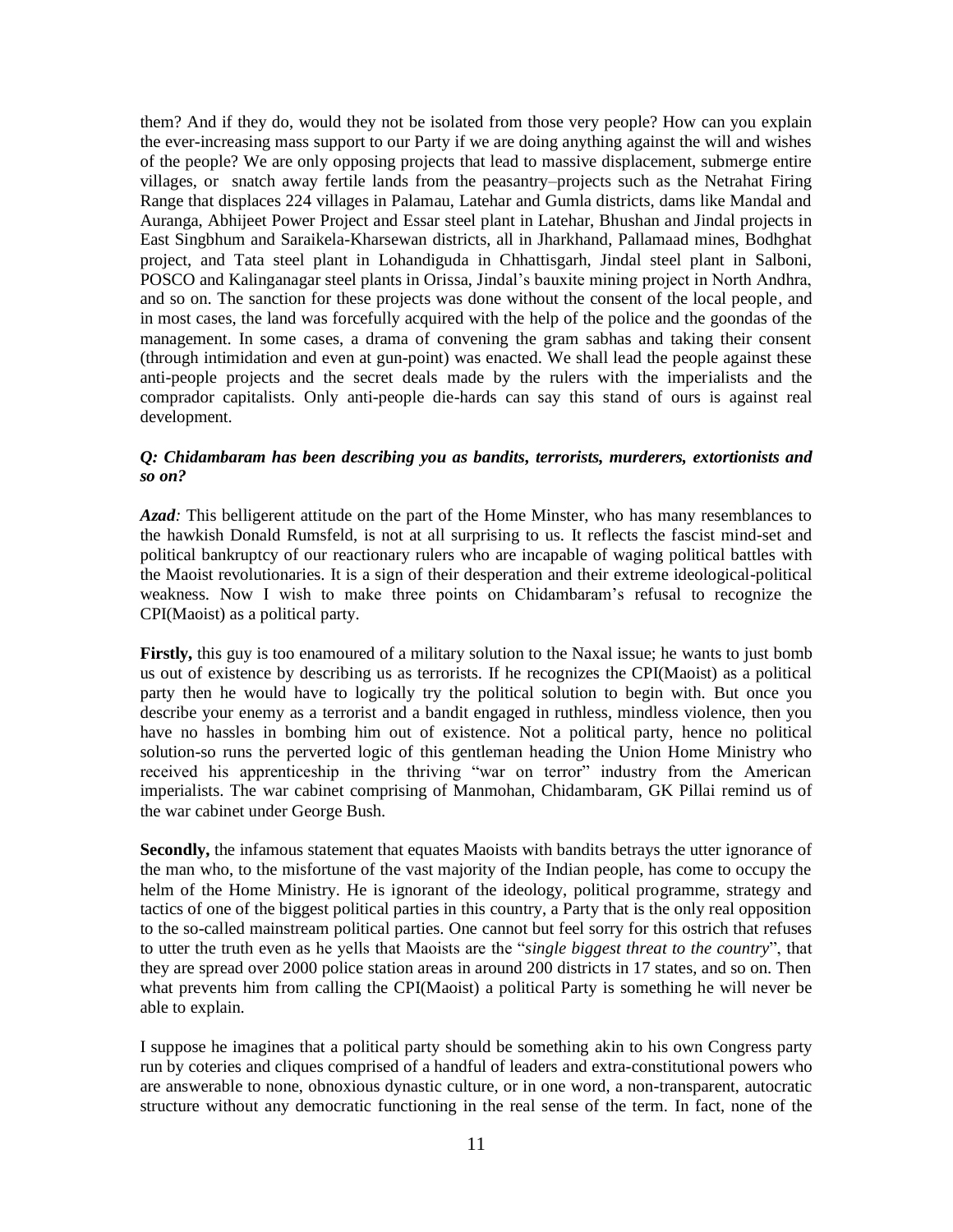them? And if they do, would they not be isolated from those very people? How can you explain the ever-increasing mass support to our Party if we are doing anything against the will and wishes of the people? We are only opposing projects that lead to massive displacement, submerge entire villages, or snatch away fertile lands from the peasantry–projects such as the Netrahat Firing Range that displaces 224 villages in Palamau, Latehar and Gumla districts, dams like Mandal and Auranga, Abhijeet Power Project and Essar steel plant in Latehar, Bhushan and Jindal projects in East Singbhum and Saraikela-Kharsewan districts, all in Jharkhand, Pallamaad mines, Bodhghat project, and Tata steel plant in Lohandiguda in Chhattisgarh, Jindal steel plant in Salboni, POSCO and Kalinganagar steel plants in Orissa, Jindal's bauxite mining project in North Andhra, and so on. The sanction for these projects was done without the consent of the local people, and in most cases, the land was forcefully acquired with the help of the police and the goondas of the management. In some cases, a drama of convening the gram sabhas and taking their consent (through intimidation and even at gun-point) was enacted. We shall lead the people against these anti-people projects and the secret deals made by the rulers with the imperialists and the comprador capitalists. Only anti-people die-hards can say this stand of ours is against real development.

***Q: Chidambaram has been describing you as bandits, terrorists, murderers, extortionists and so on?***

***Azad:*** This belligerent attitude on the part of the Home Minster, who has many resemblances to the hawkish Donald Rumsfeld, is not at all surprising to us. It reflects the fascist mind-set and political bankruptcy of our reactionary rulers who are incapable of waging political battles with the Maoist revolutionaries. It is a sign of their desperation and their extreme ideological-political weakness. Now I wish to make three points on Chidambaram's refusal to recognize the CPI(Maoist) as a political party.

**Firstly,** this guy is too enamoured of a military solution to the Naxal issue; he wants to just bomb us out of existence by describing us as terrorists. If he recognizes the CPI(Maoist) as a political party then he would have to logically try the political solution to begin with. But once you describe your enemy as a terrorist and a bandit engaged in ruthless, mindless violence, then you have no hassles in bombing him out of existence. Not a political party, hence no political solution-so runs the perverted logic of this gentleman heading the Union Home Ministry who received his apprenticeship in the thriving "war on terror" industry from the American imperialists. The war cabinet comprising of Manmohan, Chidambaram, GK Pillai remind us of the war cabinet under George Bush.

**Secondly,** the infamous statement that equates Maoists with bandits betrays the utter ignorance of the man who, to the misfortune of the vast majority of the Indian people, has come to occupy the helm of the Home Ministry. He is ignorant of the ideology, political programme, strategy and tactics of one of the biggest political parties in this country, a Party that is the only real opposition to the so-called mainstream political parties. One cannot but feel sorry for this ostrich that refuses to utter the truth even as he yells that Maoists are the "*single biggest threat to the country*", that they are spread over 2000 police station areas in around 200 districts in 17 states, and so on. Then what prevents him from calling the CPI(Maoist) a political Party is something he will never be able to explain.

I suppose he imagines that a political party should be something akin to his own Congress party run by coteries and cliques comprised of a handful of leaders and extra-constitutional powers who are answerable to none, obnoxious dynastic culture, or in one word, a non-transparent, autocratic structure without any democratic functioning in the real sense of the term. In fact, none of the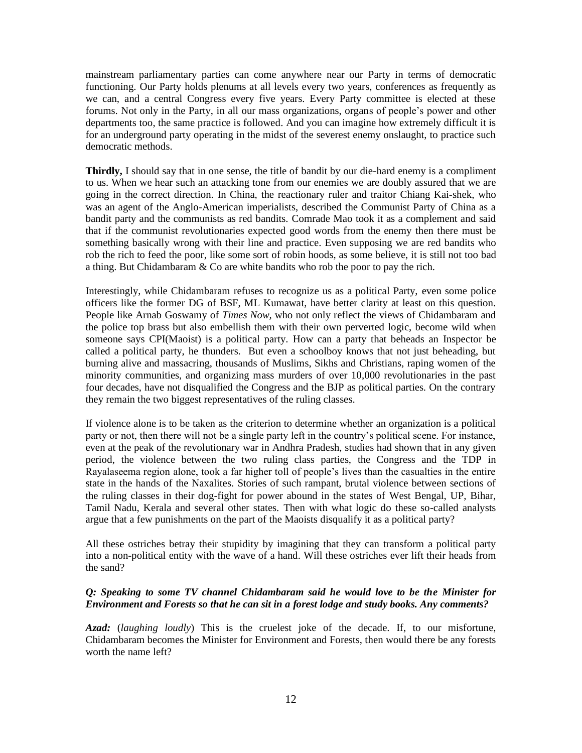mainstream parliamentary parties can come anywhere near our Party in terms of democratic functioning. Our Party holds plenums at all levels every two years, conferences as frequently as we can, and a central Congress every five years. Every Party committee is elected at these forums. Not only in the Party, in all our mass organizations, organs of people's power and other departments too, the same practice is followed. And you can imagine how extremely difficult it is for an underground party operating in the midst of the severest enemy onslaught, to practice such democratic methods.

**Thirdly,** I should say that in one sense, the title of bandit by our die-hard enemy is a compliment to us. When we hear such an attacking tone from our enemies we are doubly assured that we are going in the correct direction. In China, the reactionary ruler and traitor Chiang Kai-shek, who was an agent of the Anglo-American imperialists, described the Communist Party of China as a bandit party and the communists as red bandits. Comrade Mao took it as a complement and said that if the communist revolutionaries expected good words from the enemy then there must be something basically wrong with their line and practice. Even supposing we are red bandits who rob the rich to feed the poor, like some sort of robin hoods, as some believe, it is still not too bad a thing. But Chidambaram & Co are white bandits who rob the poor to pay the rich.

Interestingly, while Chidambaram refuses to recognize us as a political Party, even some police officers like the former DG of BSF, ML Kumawat, have better clarity at least on this question. People like Arnab Goswamy of *Times Now*, who not only reflect the views of Chidambaram and the police top brass but also embellish them with their own perverted logic, become wild when someone says CPI(Maoist) is a political party. How can a party that beheads an Inspector be called a political party, he thunders. But even a schoolboy knows that not just beheading, but burning alive and massacring, thousands of Muslims, Sikhs and Christians, raping women of the minority communities, and organizing mass murders of over 10,000 revolutionaries in the past four decades, have not disqualified the Congress and the BJP as political parties. On the contrary they remain the two biggest representatives of the ruling classes.

If violence alone is to be taken as the criterion to determine whether an organization is a political party or not, then there will not be a single party left in the country's political scene. For instance, even at the peak of the revolutionary war in Andhra Pradesh, studies had shown that in any given period, the violence between the two ruling class parties, the Congress and the TDP in Rayalaseema region alone, took a far higher toll of people's lives than the casualties in the entire state in the hands of the Naxalites. Stories of such rampant, brutal violence between sections of the ruling classes in their dog-fight for power abound in the states of West Bengal, UP, Bihar, Tamil Nadu, Kerala and several other states. Then with what logic do these so-called analysts argue that a few punishments on the part of the Maoists disqualify it as a political party?

All these ostriches betray their stupidity by imagining that they can transform a political party into a non-political entity with the wave of a hand. Will these ostriches ever lift their heads from the sand?

***Q: Speaking to some TV channel Chidambaram said he would love to be the Minister for Environment and Forests so that he can sit in a forest lodge and study books. Any comments?***

***Azad:*** (*laughing loudly*) This is the cruelest joke of the decade. If, to our misfortune, Chidambaram becomes the Minister for Environment and Forests, then would there be any forests worth the name left?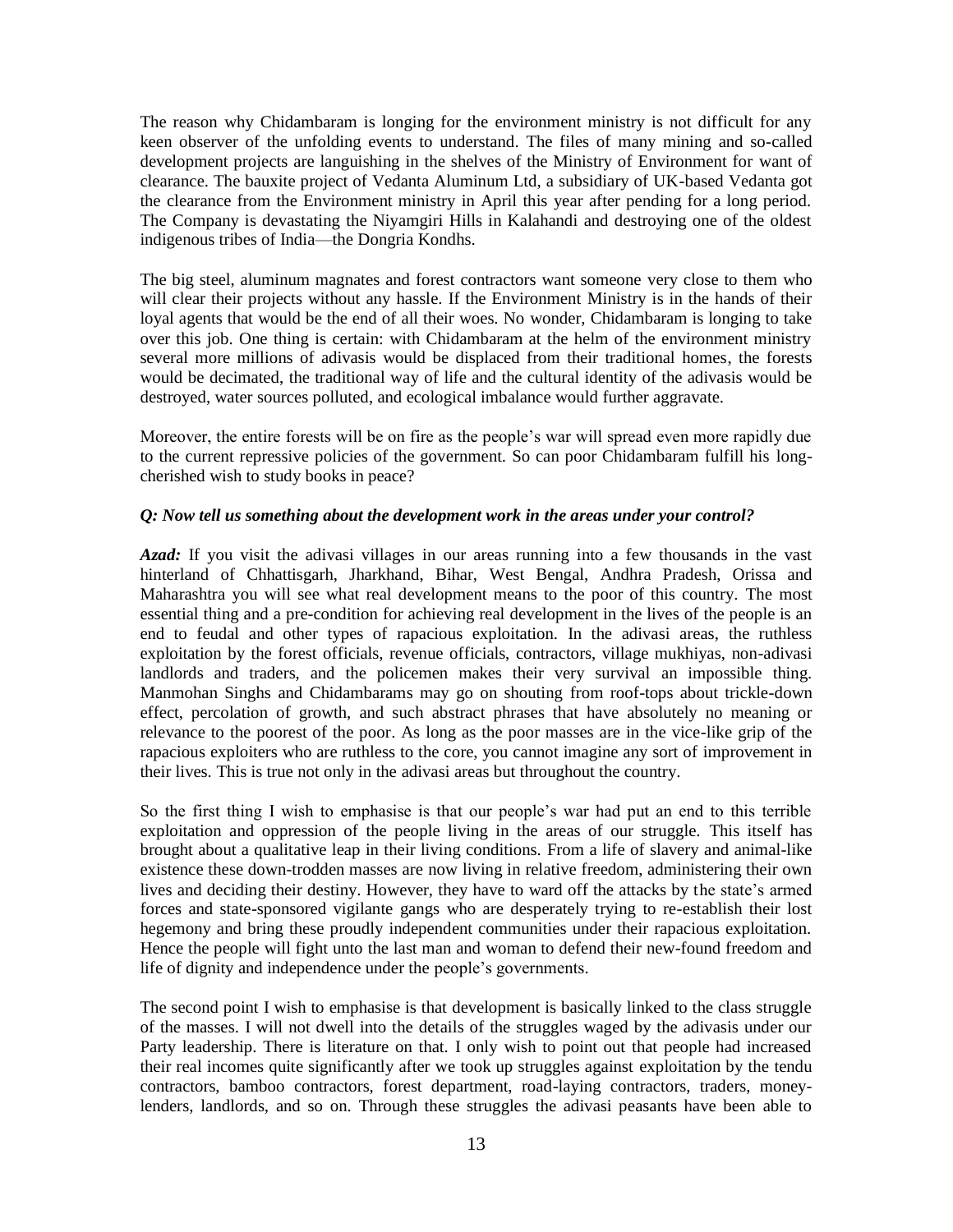The reason why Chidambaram is longing for the environment ministry is not difficult for any keen observer of the unfolding events to understand. The files of many mining and so-called development projects are languishing in the shelves of the Ministry of Environment for want of clearance. The bauxite project of Vedanta Aluminum Ltd, a subsidiary of UK-based Vedanta got the clearance from the Environment ministry in April this year after pending for a long period. The Company is devastating the Niyamgiri Hills in Kalahandi and destroying one of the oldest indigenous tribes of India—the Dongria Kondhs.

The big steel, aluminum magnates and forest contractors want someone very close to them who will clear their projects without any hassle. If the Environment Ministry is in the hands of their loyal agents that would be the end of all their woes. No wonder, Chidambaram is longing to take over this job. One thing is certain: with Chidambaram at the helm of the environment ministry several more millions of adivasis would be displaced from their traditional homes, the forests would be decimated, the traditional way of life and the cultural identity of the adivasis would be destroyed, water sources polluted, and ecological imbalance would further aggravate.

Moreover, the entire forests will be on fire as the people's war will spread even more rapidly due to the current repressive policies of the government. So can poor Chidambaram fulfill his long-cherished wish to study books in peace?

***Q: Now tell us something about the development work in the areas under your control?***

***Azad:*** If you visit the adivasi villages in our areas running into a few thousands in the vast hinterland of Chhattisgarh, Jharkhand, Bihar, West Bengal, Andhra Pradesh, Orissa and Maharashtra you will see what real development means to the poor of this country. The most essential thing and a pre-condition for achieving real development in the lives of the people is an end to feudal and other types of rapacious exploitation. In the adivasi areas, the ruthless exploitation by the forest officials, revenue officials, contractors, village mukhiyas, non-adivasi landlords and traders, and the policemen makes their very survival an impossible thing. Manmohan Singhs and Chidambarams may go on shouting from roof-tops about trickle-down effect, percolation of growth, and such abstract phrases that have absolutely no meaning or relevance to the poorest of the poor. As long as the poor masses are in the vice-like grip of the rapacious exploiters who are ruthless to the core, you cannot imagine any sort of improvement in their lives. This is true not only in the adivasi areas but throughout the country.

So the first thing I wish to emphasise is that our people's war had put an end to this terrible exploitation and oppression of the people living in the areas of our struggle. This itself has brought about a qualitative leap in their living conditions. From a life of slavery and animal-like existence these down-trodden masses are now living in relative freedom, administering their own lives and deciding their destiny. However, they have to ward off the attacks by the state's armed forces and state-sponsored vigilante gangs who are desperately trying to re-establish their lost hegemony and bring these proudly independent communities under their rapacious exploitation. Hence the people will fight unto the last man and woman to defend their new-found freedom and life of dignity and independence under the people's governments.

The second point I wish to emphasise is that development is basically linked to the class struggle of the masses. I will not dwell into the details of the struggles waged by the adivasis under our Party leadership. There is literature on that. I only wish to point out that people had increased their real incomes quite significantly after we took up struggles against exploitation by the tendu contractors, bamboo contractors, forest department, road-laying contractors, traders, money-lenders, landlords, and so on. Through these struggles the adivasi peasants have been able to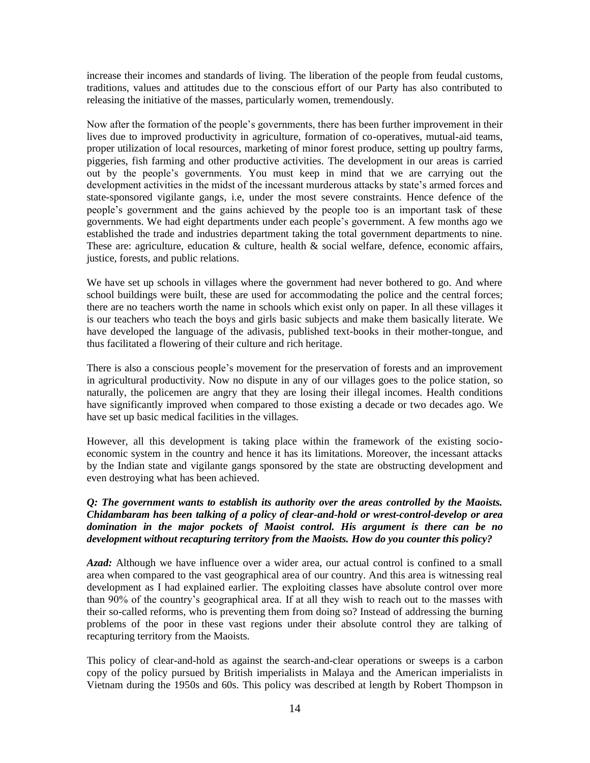increase their incomes and standards of living. The liberation of the people from feudal customs, traditions, values and attitudes due to the conscious effort of our Party has also contributed to releasing the initiative of the masses, particularly women, tremendously.

Now after the formation of the people's governments, there has been further improvement in their lives due to improved productivity in agriculture, formation of co-operatives, mutual-aid teams, proper utilization of local resources, marketing of minor forest produce, setting up poultry farms, piggeries, fish farming and other productive activities. The development in our areas is carried out by the people's governments. You must keep in mind that we are carrying out the development activities in the midst of the incessant murderous attacks by state's armed forces and state-sponsored vigilante gangs, i.e, under the most severe constraints. Hence defence of the people's government and the gains achieved by the people too is an important task of these governments. We had eight departments under each people's government. A few months ago we established the trade and industries department taking the total government departments to nine. These are: agriculture, education & culture, health & social welfare, defence, economic affairs, justice, forests, and public relations.

We have set up schools in villages where the government had never bothered to go. And where school buildings were built, these are used for accommodating the police and the central forces; there are no teachers worth the name in schools which exist only on paper. In all these villages it is our teachers who teach the boys and girls basic subjects and make them basically literate. We have developed the language of the adivasis, published text-books in their mother-tongue, and thus facilitated a flowering of their culture and rich heritage.

There is also a conscious people's movement for the preservation of forests and an improvement in agricultural productivity. Now no dispute in any of our villages goes to the police station, so naturally, the policemen are angry that they are losing their illegal incomes. Health conditions have significantly improved when compared to those existing a decade or two decades ago. We have set up basic medical facilities in the villages.

However, all this development is taking place within the framework of the existing socio-economic system in the country and hence it has its limitations. Moreover, the incessant attacks by the Indian state and vigilante gangs sponsored by the state are obstructing development and even destroying what has been achieved.

***Q: The government wants to establish its authority over the areas controlled by the Maoists. Chidambaram has been talking of a policy of clear-and-hold or wrest-control-develop or area domination in the major pockets of Maoist control. His argument is there can be no development without recapturing territory from the Maoists. How do you counter this policy?***

***Azad:*** Although we have influence over a wider area, our actual control is confined to a small area when compared to the vast geographical area of our country. And this area is witnessing real development as I had explained earlier. The exploiting classes have absolute control over more than 90% of the country's geographical area. If at all they wish to reach out to the masses with their so-called reforms, who is preventing them from doing so? Instead of addressing the burning problems of the poor in these vast regions under their absolute control they are talking of recapturing territory from the Maoists.

This policy of clear-and-hold as against the search-and-clear operations or sweeps is a carbon copy of the policy pursued by British imperialists in Malaya and the American imperialists in Vietnam during the 1950s and 60s. This policy was described at length by Robert Thompson in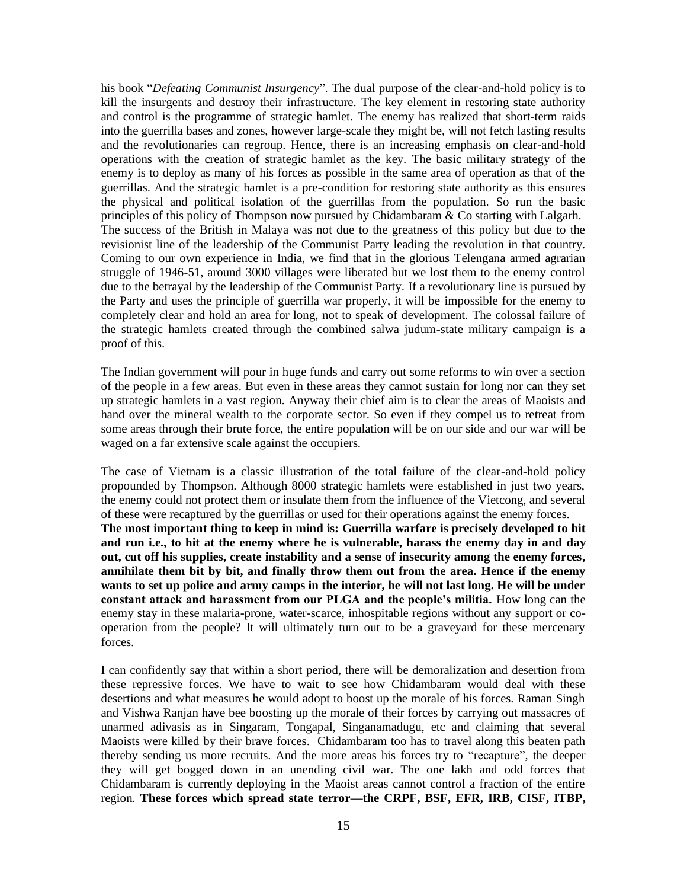his book "*Defeating Communist Insurgency*". The dual purpose of the clear-and-hold policy is to kill the insurgents and destroy their infrastructure. The key element in restoring state authority and control is the programme of strategic hamlet. The enemy has realized that short-term raids into the guerrilla bases and zones, however large-scale they might be, will not fetch lasting results and the revolutionaries can regroup. Hence, there is an increasing emphasis on clear-and-hold operations with the creation of strategic hamlet as the key. The basic military strategy of the enemy is to deploy as many of his forces as possible in the same area of operation as that of the guerrillas. And the strategic hamlet is a pre-condition for restoring state authority as this ensures the physical and political isolation of the guerrillas from the population. So run the basic principles of this policy of Thompson now pursued by Chidambaram & Co starting with Lalgarh.
The success of the British in Malaya was not due to the greatness of this policy but due to the revisionist line of the leadership of the Communist Party leading the revolution in that country. Coming to our own experience in India, we find that in the glorious Telengana armed agrarian struggle of 1946-51, around 3000 villages were liberated but we lost them to the enemy control due to the betrayal by the leadership of the Communist Party. If a revolutionary line is pursued by the Party and uses the principle of guerrilla war properly, it will be impossible for the enemy to completely clear and hold an area for long, not to speak of development. The colossal failure of the strategic hamlets created through the combined salwa judum-state military campaign is a proof of this.

The Indian government will pour in huge funds and carry out some reforms to win over a section of the people in a few areas. But even in these areas they cannot sustain for long nor can they set up strategic hamlets in a vast region. Anyway their chief aim is to clear the areas of Maoists and hand over the mineral wealth to the corporate sector. So even if they compel us to retreat from some areas through their brute force, the entire population will be on our side and our war will be waged on a far extensive scale against the occupiers.

The case of Vietnam is a classic illustration of the total failure of the clear-and-hold policy propounded by Thompson. Although 8000 strategic hamlets were established in just two years, the enemy could not protect them or insulate them from the influence of the Vietcong, and several of these were recaptured by the guerrillas or used for their operations against the enemy forces.
**The most important thing to keep in mind is: Guerrilla warfare is precisely developed to hit and run i.e., to hit at the enemy where he is vulnerable, harass the enemy day in and day out, cut off his supplies, create instability and a sense of insecurity among the enemy forces, annihilate them bit by bit, and finally throw them out from the area. Hence if the enemy wants to set up police and army camps in the interior, he will not last long. He will be under constant attack and harassment from our PLGA and the people's militia.** How long can the enemy stay in these malaria-prone, water-scarce, inhospitable regions without any support or co-operation from the people? It will ultimately turn out to be a graveyard for these mercenary forces.

I can confidently say that within a short period, there will be demoralization and desertion from these repressive forces. We have to wait to see how Chidambaram would deal with these desertions and what measures he would adopt to boost up the morale of his forces. Raman Singh and Vishwa Ranjan have bee boosting up the morale of their forces by carrying out massacres of unarmed adivasis as in Singaram, Tongapal, Singanamadugu, etc and claiming that several Maoists were killed by their brave forces. Chidambaram too has to travel along this beaten path thereby sending us more recruits. And the more areas his forces try to "recapture", the deeper they will get bogged down in an unending civil war. The one lakh and odd forces that Chidambaram is currently deploying in the Maoist areas cannot control a fraction of the entire region. **These forces which spread state terror—the CRPF, BSF, EFR, IRB, CISF, ITBP,**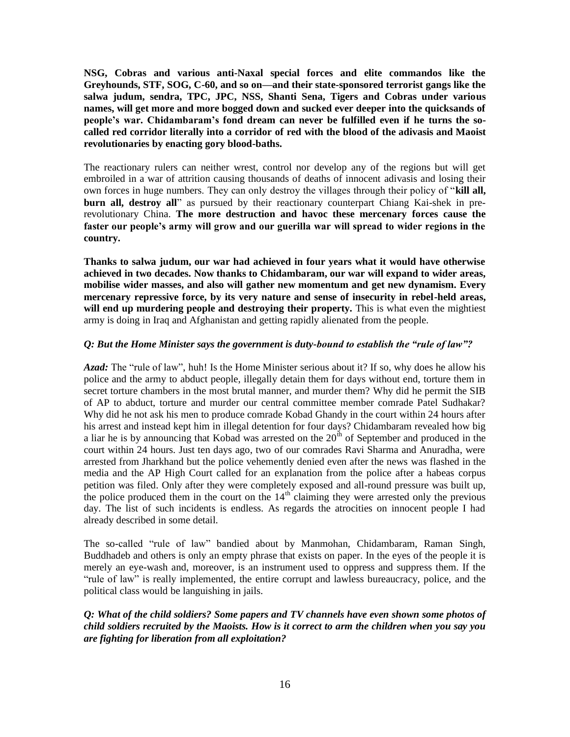**NSG, Cobras and various anti-Naxal special forces and elite commandos like the Greyhounds, STF, SOG, C-60, and so on—and their state-sponsored terrorist gangs like the salwa judum, sendra, TPC, JPC, NSS, Shanti Sena, Tigers and Cobras under various names, will get more and more bogged down and sucked ever deeper into the quicksands of people's war. Chidambaram's fond dream can never be fulfilled even if he turns the so-called red corridor literally into a corridor of red with the blood of the adivasis and Maoist revolutionaries by enacting gory blood-baths.**

The reactionary rulers can neither wrest, control nor develop any of the regions but will get embroiled in a war of attrition causing thousands of deaths of innocent adivasis and losing their own forces in huge numbers. They can only destroy the villages through their policy of "**kill all, burn all, destroy all**" as pursued by their reactionary counterpart Chiang Kai-shek in pre-revolutionary China. **The more destruction and havoc these mercenary forces cause the faster our people's army will grow and our guerilla war will spread to wider regions in the country.**

**Thanks to salwa judum, our war had achieved in four years what it would have otherwise achieved in two decades. Now thanks to Chidambaram, our war will expand to wider areas, mobilise wider masses, and also will gather new momentum and get new dynamism. Every mercenary repressive force, by its very nature and sense of insecurity in rebel-held areas, will end up murdering people and destroying their property.** This is what even the mightiest army is doing in Iraq and Afghanistan and getting rapidly alienated from the people.

***Q: But the Home Minister says the government is duty-bound to establish the "rule of law"?***

***Azad:*** The "rule of law", huh! Is the Home Minister serious about it? If so, why does he allow his police and the army to abduct people, illegally detain them for days without end, torture them in secret torture chambers in the most brutal manner, and murder them? Why did he permit the SIB of AP to abduct, torture and murder our central committee member comrade Patel Sudhakar? Why did he not ask his men to produce comrade Kobad Ghandy in the court within 24 hours after his arrest and instead kept him in illegal detention for four days? Chidambaram revealed how big a liar he is by announcing that Kobad was arrested on the 20th of September and produced in the court within 24 hours. Just ten days ago, two of our comrades Ravi Sharma and Anuradha, were arrested from Jharkhand but the police vehemently denied even after the news was flashed in the media and the AP High Court called for an explanation from the police after a habeas corpus petition was filed. Only after they were completely exposed and all-round pressure was built up, the police produced them in the court on the 14th claiming they were arrested only the previous day. The list of such incidents is endless. As regards the atrocities on innocent people I had already described in some detail.

The so-called "rule of law" bandied about by Manmohan, Chidambaram, Raman Singh, Buddhadeb and others is only an empty phrase that exists on paper. In the eyes of the people it is merely an eye-wash and, moreover, is an instrument used to oppress and suppress them. If the "rule of law" is really implemented, the entire corrupt and lawless bureaucracy, police, and the political class would be languishing in jails.

***Q: What of the child soldiers? Some papers and TV channels have even shown some photos of child soldiers recruited by the Maoists. How is it correct to arm the children when you say you are fighting for liberation from all exploitation?***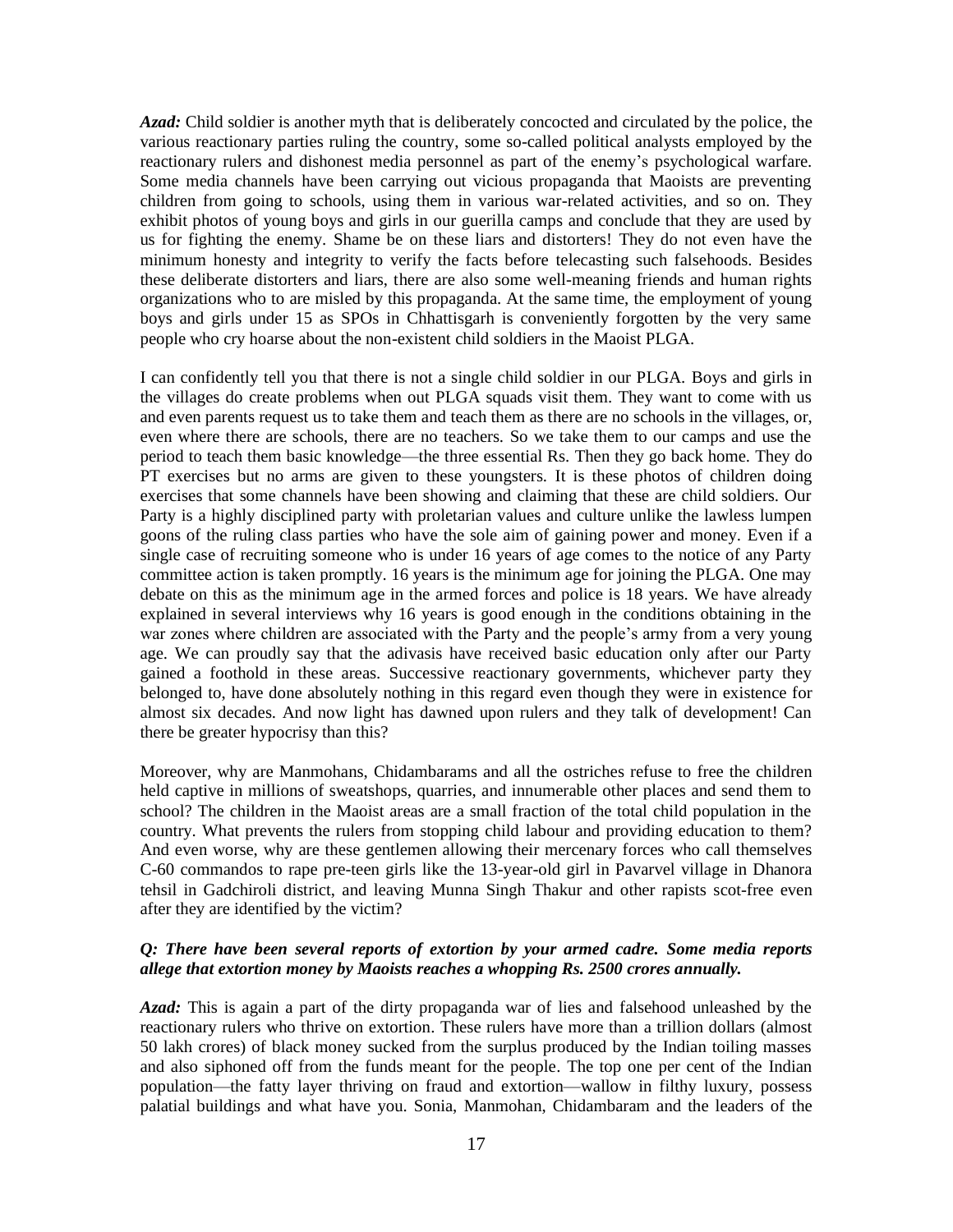***Azad:*** Child soldier is another myth that is deliberately concocted and circulated by the police, the various reactionary parties ruling the country, some so-called political analysts employed by the reactionary rulers and dishonest media personnel as part of the enemy's psychological warfare. Some media channels have been carrying out vicious propaganda that Maoists are preventing children from going to schools, using them in various war-related activities, and so on. They exhibit photos of young boys and girls in our guerilla camps and conclude that they are used by us for fighting the enemy. Shame be on these liars and distorters! They do not even have the minimum honesty and integrity to verify the facts before telecasting such falsehoods. Besides these deliberate distorters and liars, there are also some well-meaning friends and human rights organizations who to are misled by this propaganda. At the same time, the employment of young boys and girls under 15 as SPOs in Chhattisgarh is conveniently forgotten by the very same people who cry hoarse about the non-existent child soldiers in the Maoist PLGA.

I can confidently tell you that there is not a single child soldier in our PLGA. Boys and girls in the villages do create problems when out PLGA squads visit them. They want to come with us and even parents request us to take them and teach them as there are no schools in the villages, or, even where there are schools, there are no teachers. So we take them to our camps and use the period to teach them basic knowledge—the three essential Rs. Then they go back home. They do PT exercises but no arms are given to these youngsters. It is these photos of children doing exercises that some channels have been showing and claiming that these are child soldiers. Our Party is a highly disciplined party with proletarian values and culture unlike the lawless lumpen goons of the ruling class parties who have the sole aim of gaining power and money. Even if a single case of recruiting someone who is under 16 years of age comes to the notice of any Party committee action is taken promptly. 16 years is the minimum age for joining the PLGA. One may debate on this as the minimum age in the armed forces and police is 18 years. We have already explained in several interviews why 16 years is good enough in the conditions obtaining in the war zones where children are associated with the Party and the people's army from a very young age. We can proudly say that the adivasis have received basic education only after our Party gained a foothold in these areas. Successive reactionary governments, whichever party they belonged to, have done absolutely nothing in this regard even though they were in existence for almost six decades. And now light has dawned upon rulers and they talk of development! Can there be greater hypocrisy than this?

Moreover, why are Manmohans, Chidambarams and all the ostriches refuse to free the children held captive in millions of sweatshops, quarries, and innumerable other places and send them to school? The children in the Maoist areas are a small fraction of the total child population in the country. What prevents the rulers from stopping child labour and providing education to them? And even worse, why are these gentlemen allowing their mercenary forces who call themselves C-60 commandos to rape pre-teen girls like the 13-year-old girl in Pavarvel village in Dhanora tehsil in Gadchiroli district, and leaving Munna Singh Thakur and other rapists scot-free even after they are identified by the victim?

***Q: There have been several reports of extortion by your armed cadre. Some media reports allege that extortion money by Maoists reaches a whopping Rs. 2500 crores annually.***

***Azad:*** This is again a part of the dirty propaganda war of lies and falsehood unleashed by the reactionary rulers who thrive on extortion. These rulers have more than a trillion dollars (almost 50 lakh crores) of black money sucked from the surplus produced by the Indian toiling masses and also siphoned off from the funds meant for the people. The top one per cent of the Indian population—the fatty layer thriving on fraud and extortion—wallow in filthy luxury, possess palatial buildings and what have you. Sonia, Manmohan, Chidambaram and the leaders of the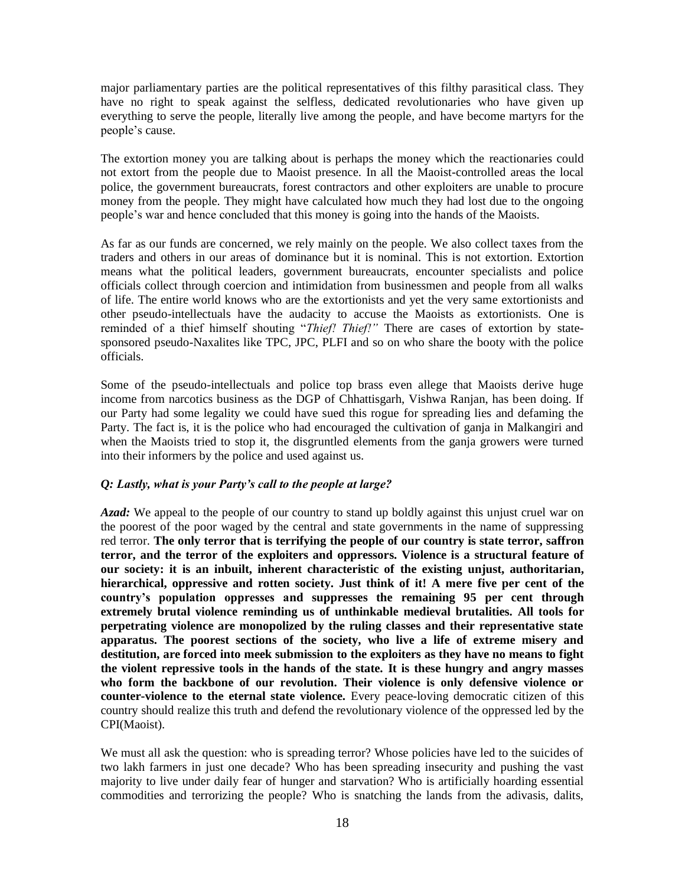major parliamentary parties are the political representatives of this filthy parasitical class. They have no right to speak against the selfless, dedicated revolutionaries who have given up everything to serve the people, literally live among the people, and have become martyrs for the people's cause.

The extortion money you are talking about is perhaps the money which the reactionaries could not extort from the people due to Maoist presence. In all the Maoist-controlled areas the local police, the government bureaucrats, forest contractors and other exploiters are unable to procure money from the people. They might have calculated how much they had lost due to the ongoing people's war and hence concluded that this money is going into the hands of the Maoists.

As far as our funds are concerned, we rely mainly on the people. We also collect taxes from the traders and others in our areas of dominance but it is nominal. This is not extortion. Extortion means what the political leaders, government bureaucrats, encounter specialists and police officials collect through coercion and intimidation from businessmen and people from all walks of life. The entire world knows who are the extortionists and yet the very same extortionists and other pseudo-intellectuals have the audacity to accuse the Maoists as extortionists. One is reminded of a thief himself shouting "*Thief! Thief!"* There are cases of extortion by state-sponsored pseudo-Naxalites like TPC, JPC, PLFI and so on who share the booty with the police officials.

Some of the pseudo-intellectuals and police top brass even allege that Maoists derive huge income from narcotics business as the DGP of Chhattisgarh, Vishwa Ranjan, has been doing. If our Party had some legality we could have sued this rogue for spreading lies and defaming the Party. The fact is, it is the police who had encouraged the cultivation of ganja in Malkangiri and when the Maoists tried to stop it, the disgruntled elements from the ganja growers were turned into their informers by the police and used against us.

***Q: Lastly, what is your Party's call to the people at large?***

***Azad:*** We appeal to the people of our country to stand up boldly against this unjust cruel war on the poorest of the poor waged by the central and state governments in the name of suppressing red terror. **The only terror that is terrifying the people of our country is state terror, saffron terror, and the terror of the exploiters and oppressors. Violence is a structural feature of our society: it is an inbuilt, inherent characteristic of the existing unjust, authoritarian, hierarchical, oppressive and rotten society. Just think of it! A mere five per cent of the country's population oppresses and suppresses the remaining 95 per cent through extremely brutal violence reminding us of unthinkable medieval brutalities. All tools for perpetrating violence are monopolized by the ruling classes and their representative state apparatus. The poorest sections of the society, who live a life of extreme misery and destitution, are forced into meek submission to the exploiters as they have no means to fight the violent repressive tools in the hands of the state. It is these hungry and angry masses who form the backbone of our revolution. Their violence is only defensive violence or counter-violence to the eternal state violence.** Every peace-loving democratic citizen of this country should realize this truth and defend the revolutionary violence of the oppressed led by the CPI(Maoist).

We must all ask the question: who is spreading terror? Whose policies have led to the suicides of two lakh farmers in just one decade? Who has been spreading insecurity and pushing the vast majority to live under daily fear of hunger and starvation? Who is artificially hoarding essential commodities and terrorizing the people? Who is snatching the lands from the adivasis, dalits,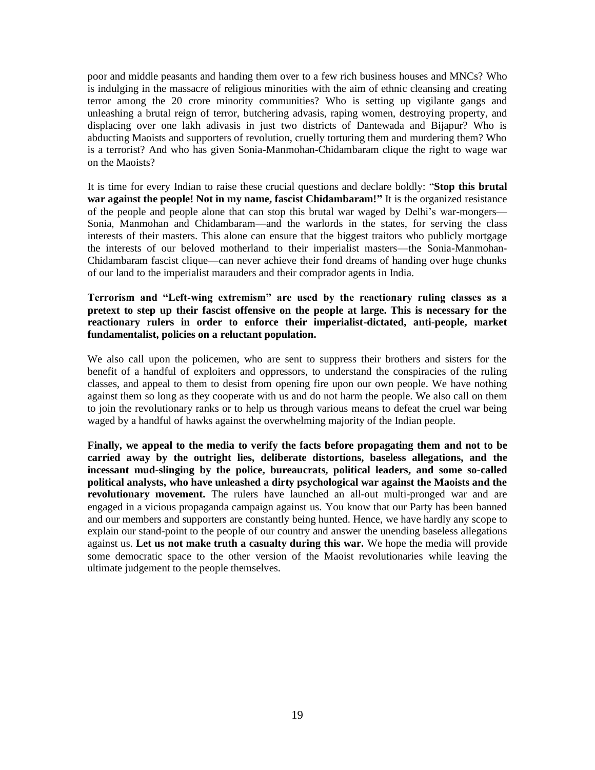poor and middle peasants and handing them over to a few rich business houses and MNCs? Who is indulging in the massacre of religious minorities with the aim of ethnic cleansing and creating terror among the 20 crore minority communities? Who is setting up vigilante gangs and unleashing a brutal reign of terror, butchering advasis, raping women, destroying property, and displacing over one lakh adivasis in just two districts of Dantewada and Bijapur? Who is abducting Maoists and supporters of revolution, cruelly torturing them and murdering them? Who is a terrorist? And who has given Sonia-Manmohan-Chidambaram clique the right to wage war on the Maoists?

It is time for every Indian to raise these crucial questions and declare boldly: "**Stop this brutal war against the people! Not in my name, fascist Chidambaram!"** It is the organized resistance of the people and people alone that can stop this brutal war waged by Delhi's war-mongers—Sonia, Manmohan and Chidambaram—and the warlords in the states, for serving the class interests of their masters. This alone can ensure that the biggest traitors who publicly mortgage the interests of our beloved motherland to their imperialist masters—the Sonia-Manmohan-Chidambaram fascist clique—can never achieve their fond dreams of handing over huge chunks of our land to the imperialist marauders and their comprador agents in India.

**Terrorism and "Left-wing extremism" are used by the reactionary ruling classes as a pretext to step up their fascist offensive on the people at large. This is necessary for the reactionary rulers in order to enforce their imperialist-dictated, anti-people, market fundamentalist, policies on a reluctant population.**

We also call upon the policemen, who are sent to suppress their brothers and sisters for the benefit of a handful of exploiters and oppressors, to understand the conspiracies of the ruling classes, and appeal to them to desist from opening fire upon our own people. We have nothing against them so long as they cooperate with us and do not harm the people. We also call on them to join the revolutionary ranks or to help us through various means to defeat the cruel war being waged by a handful of hawks against the overwhelming majority of the Indian people.

**Finally, we appeal to the media to verify the facts before propagating them and not to be carried away by the outright lies, deliberate distortions, baseless allegations, and the incessant mud-slinging by the police, bureaucrats, political leaders, and some so-called political analysts, who have unleashed a dirty psychological war against the Maoists and the revolutionary movement.** The rulers have launched an all-out multi-pronged war and are engaged in a vicious propaganda campaign against us. You know that our Party has been banned and our members and supporters are constantly being hunted. Hence, we have hardly any scope to explain our stand-point to the people of our country and answer the unending baseless allegations against us. **Let us not make truth a casualty during this war.** We hope the media will provide some democratic space to the other version of the Maoist revolutionaries while leaving the ultimate judgement to the people themselves.